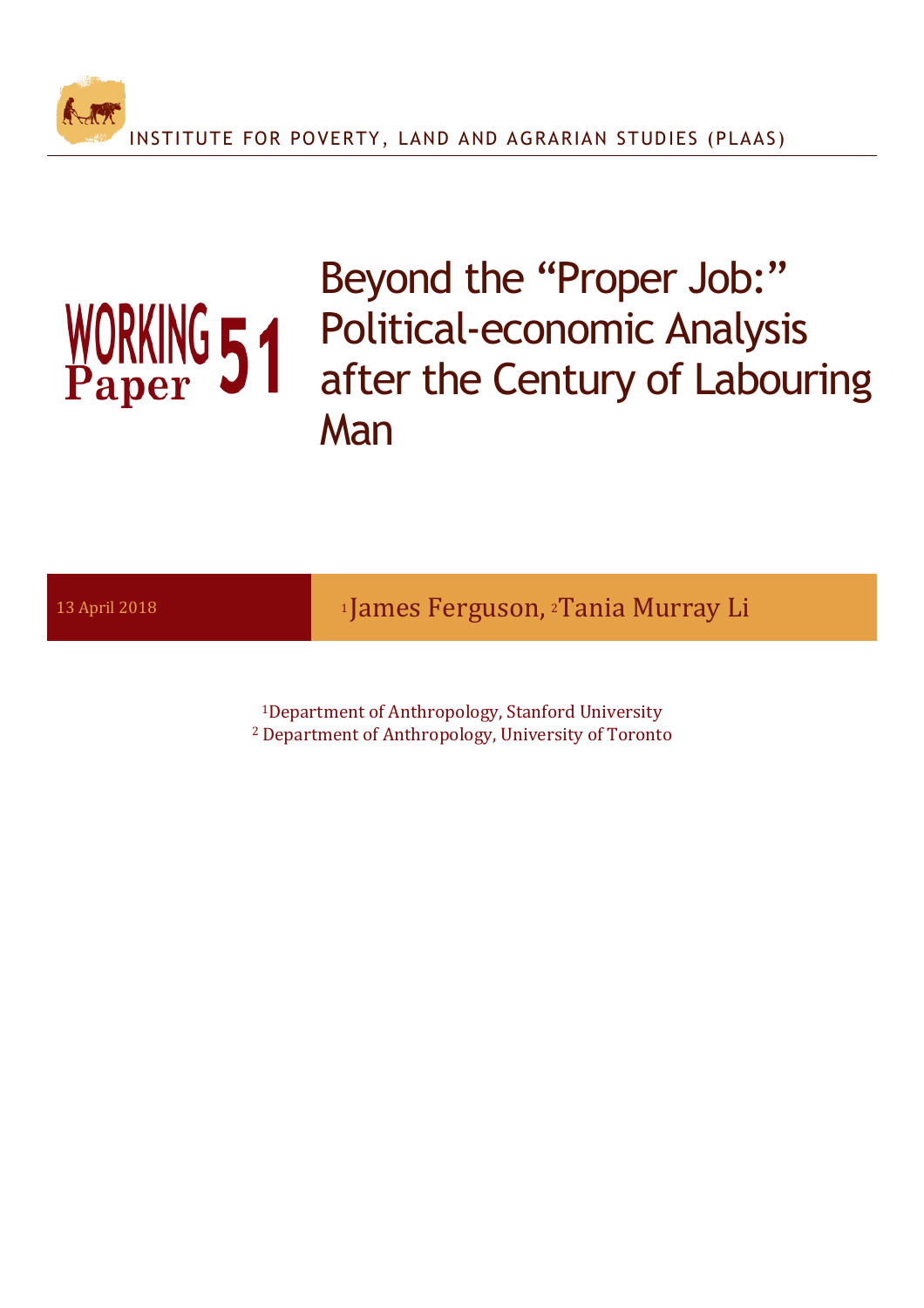INSTITUTE FOR POVERTY, LAND AND AGRARIAN STUDIES (PLAAS)

**WORKING Paper 51**

# Beyond the "Proper Job:" Political-economic Analysis after the Century of Labouring Man

13 April 2018

[1]James Ferguson, [2]Tania Murray Li

[1]Department of Anthropology, Stanford University
[2] Department of Anthropology, University of Toronto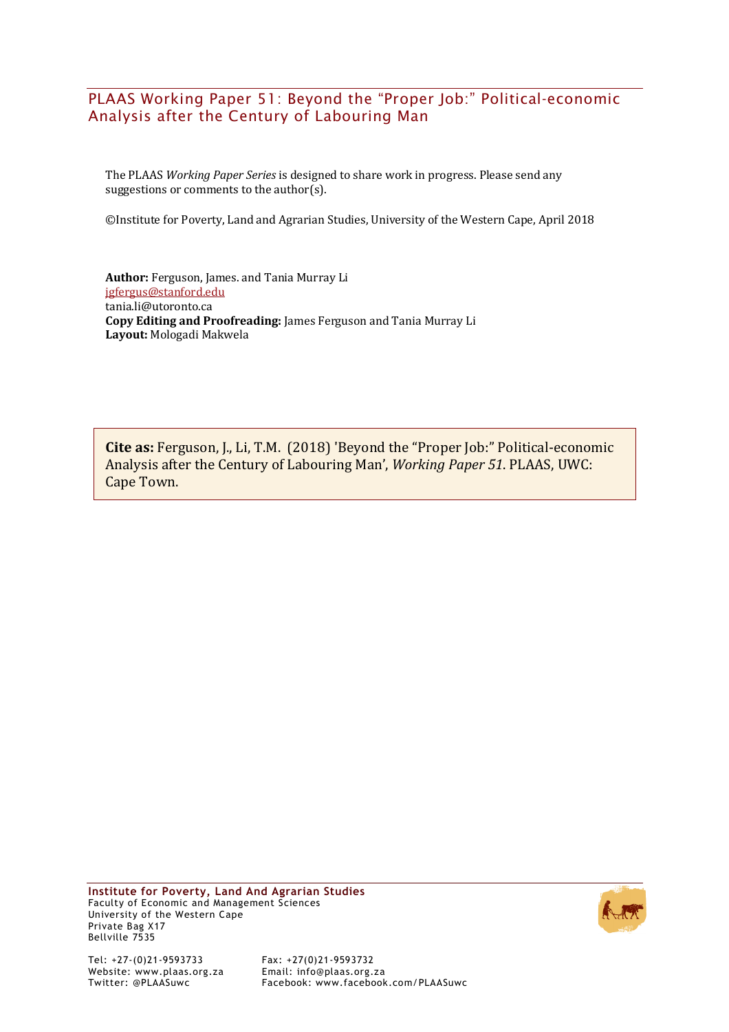# PLAAS Working Paper 51: Beyond the "Proper Job:" Political-economic Analysis after the Century of Labouring Man

The PLAAS *Working Paper Series* is designed to share work in progress. Please send any suggestions or comments to the author(s).

©Institute for Poverty, Land and Agrarian Studies, University of the Western Cape, April 2018

**Author:** Ferguson, James. and Tania Murray Li
jgfergus@stanford.edu
tania.li@utoronto.ca
**Copy Editing and Proofreading:** James Ferguson and Tania Murray Li
**Layout:** Mologadi Makwela

**Cite as:** Ferguson, J., Li, T.M. (2018) 'Beyond the "Proper Job:" Political-economic Analysis after the Century of Labouring Man', *Working Paper 51*. PLAAS, UWC: Cape Town.

**Institute for Poverty, Land And Agrarian Studies**
Faculty of Economic and Management Sciences
University of the Western Cape
Private Bag X17
Bellville 7535

Tel: +27-(0)21-9593733
Website: www.plaas.org.za
Twitter: @PLAASuwc

Fax: +27(0)21-9593732
Email: info@plaas.org.za
Facebook: www.facebook.com/PLAASuwc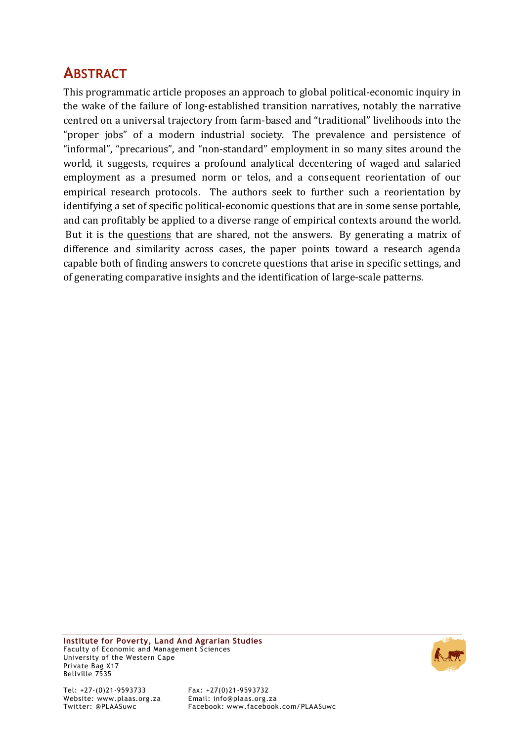## Abstract

This programmatic article proposes an approach to global political-economic inquiry in the wake of the failure of long-established transition narratives, notably the narrative centred on a universal trajectory from farm-based and "traditional" livelihoods into the "proper jobs" of a modern industrial society. The prevalence and persistence of "informal", "precarious", and "non-standard" employment in so many sites around the world, it suggests, requires a profound analytical decentering of waged and salaried employment as a presumed norm or telos, and a consequent reorientation of our empirical research protocols. The authors seek to further such a reorientation by identifying a set of specific political-economic questions that are in some sense portable, and can profitably be applied to a diverse range of empirical contexts around the world. But it is the questions that are shared, not the answers. By generating a matrix of difference and similarity across cases, the paper points toward a research agenda capable both of finding answers to concrete questions that arise in specific settings, and of generating comparative insights and the identification of large-scale patterns.

**Institute for Poverty, Land And Agrarian Studies**
Faculty of Economic and Management Sciences
University of the Western Cape
Private Bag X17
Bellville 7535

Tel: +27-(0)21-9593733
Fax: +27(0)21-9593732
Website: www.plaas.org.za
Email: info@plaas.org.za
Twitter: @PLAASuwc
Facebook: www.facebook.com/PLAASuwc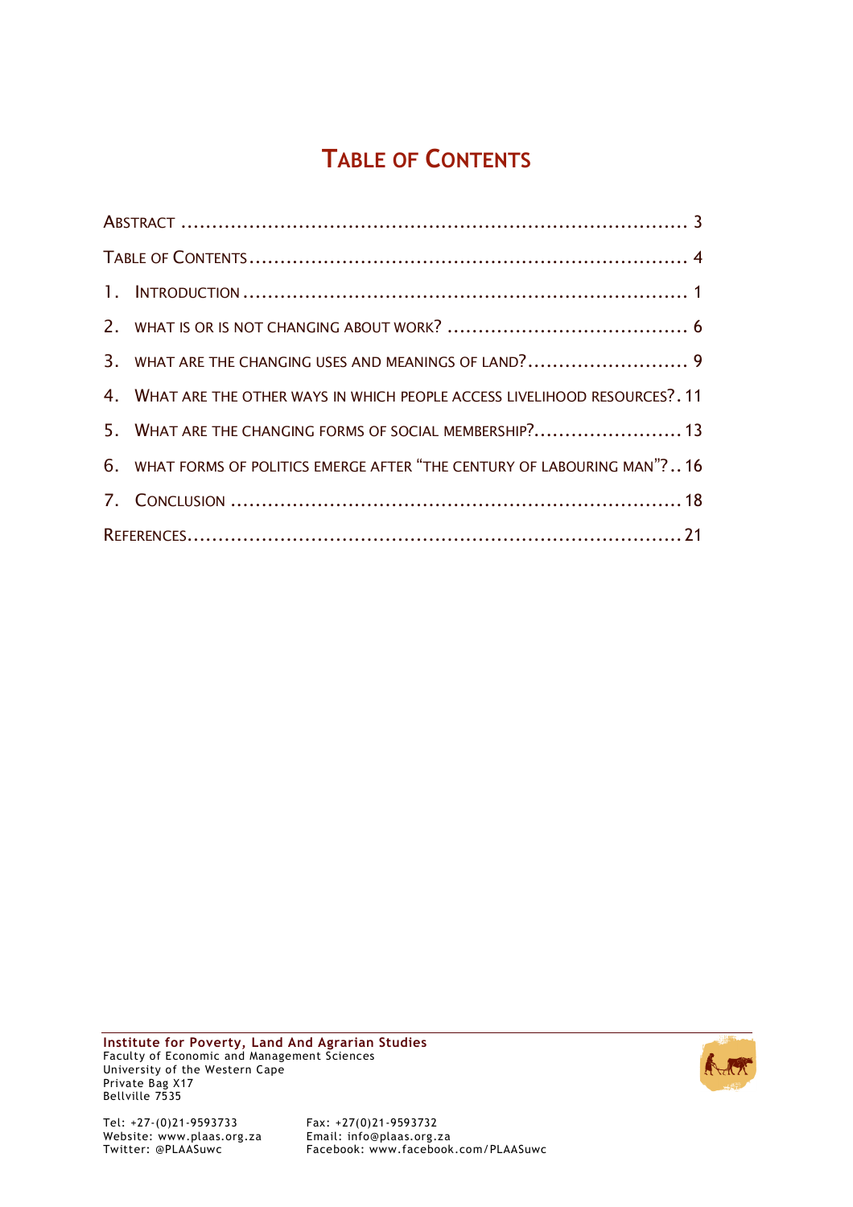# TABLE OF CONTENTS

ABSTRACT ........................................................................................ 3

TABLE OF CONTENTS ........................................................................ 4

1. INTRODUCTION ........................................................................... 1

2. WHAT IS OR IS NOT CHANGING ABOUT WORK? ....................................... 6

3. WHAT ARE THE CHANGING USES AND MEANINGS OF LAND? ........................... 9

4. WHAT ARE THE OTHER WAYS IN WHICH PEOPLE ACCESS LIVELIHOOD RESOURCES? . 11

5. WHAT ARE THE CHANGING FORMS OF SOCIAL MEMBERSHIP? ......................... 13

6. WHAT FORMS OF POLITICS EMERGE AFTER "THE CENTURY OF LABOURING MAN"? .. 16

7. CONCLUSION ............................................................................ 18

REFERENCES .................................................................................. 21

**Institute for Poverty, Land And Agrarian Studies**
Faculty of Economic and Management Sciences
University of the Western Cape
Private Bag X17
Bellville 7535

Tel: +27-(0)21-9593733
Fax: +27(0)21-9593732
Website: www.plaas.org.za
Email: info@plaas.org.za
Twitter: @PLAASuwc
Facebook: www.facebook.com/PLAASuwc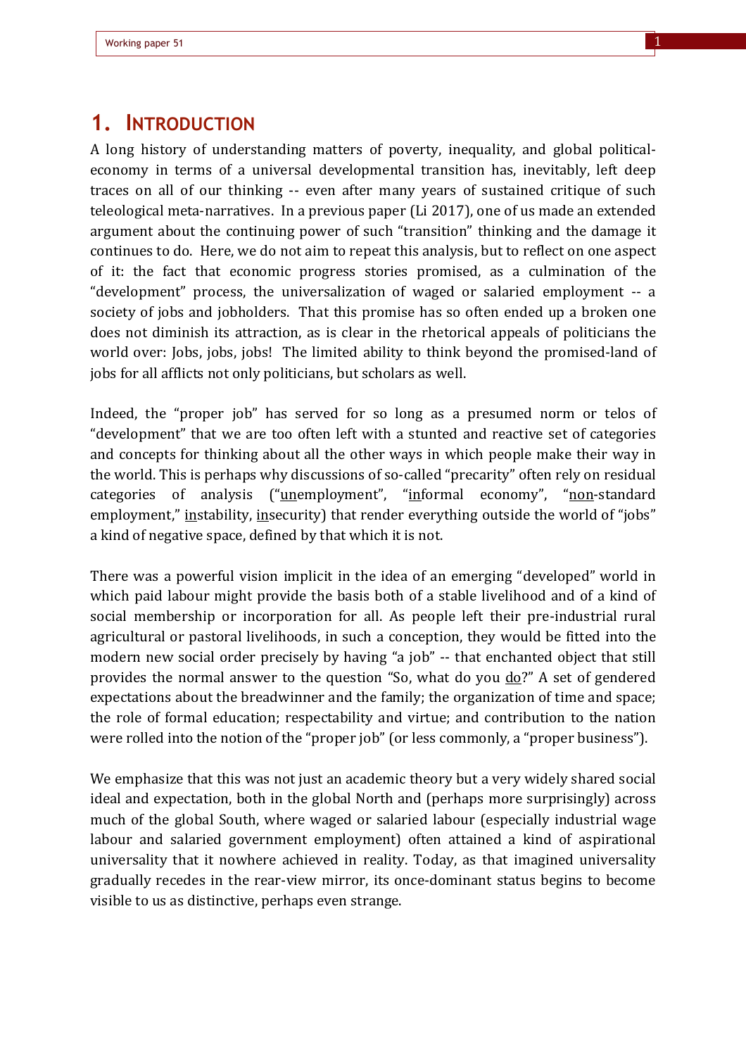# 1. Introduction

A long history of understanding matters of poverty, inequality, and global political-economy in terms of a universal developmental transition has, inevitably, left deep traces on all of our thinking -- even after many years of sustained critique of such teleological meta-narratives. In a previous paper (Li 2017), one of us made an extended argument about the continuing power of such "transition" thinking and the damage it continues to do. Here, we do not aim to repeat this analysis, but to reflect on one aspect of it: the fact that economic progress stories promised, as a culmination of the "development" process, the universalization of waged or salaried employment -- a society of jobs and jobholders. That this promise has so often ended up a broken one does not diminish its attraction, as is clear in the rhetorical appeals of politicians the world over: Jobs, jobs, jobs! The limited ability to think beyond the promised-land of jobs for all afflicts not only politicians, but scholars as well.

Indeed, the "proper job" has served for so long as a presumed norm or telos of "development" that we are too often left with a stunted and reactive set of categories and concepts for thinking about all the other ways in which people make their way in the world. This is perhaps why discussions of so-called "precarity" often rely on residual categories of analysis ("<u>un</u>employment", "<u>in</u>formal economy", "<u>non</u>-standard employment," <u>in</u>stability, <u>in</u>security) that render everything outside the world of "jobs" a kind of negative space, defined by that which it is not.

There was a powerful vision implicit in the idea of an emerging "developed" world in which paid labour might provide the basis both of a stable livelihood and of a kind of social membership or incorporation for all. As people left their pre-industrial rural agricultural or pastoral livelihoods, in such a conception, they would be fitted into the modern new social order precisely by having "a job" -- that enchanted object that still provides the normal answer to the question "So, what do you <u>do</u>?" A set of gendered expectations about the breadwinner and the family; the organization of time and space; the role of formal education; respectability and virtue; and contribution to the nation were rolled into the notion of the "proper job" (or less commonly, a "proper business").

We emphasize that this was not just an academic theory but a very widely shared social ideal and expectation, both in the global North and (perhaps more surprisingly) across much of the global South, where waged or salaried labour (especially industrial wage labour and salaried government employment) often attained a kind of aspirational universality that it nowhere achieved in reality. Today, as that imagined universality gradually recedes in the rear-view mirror, its once-dominant status begins to become visible to us as distinctive, perhaps even strange.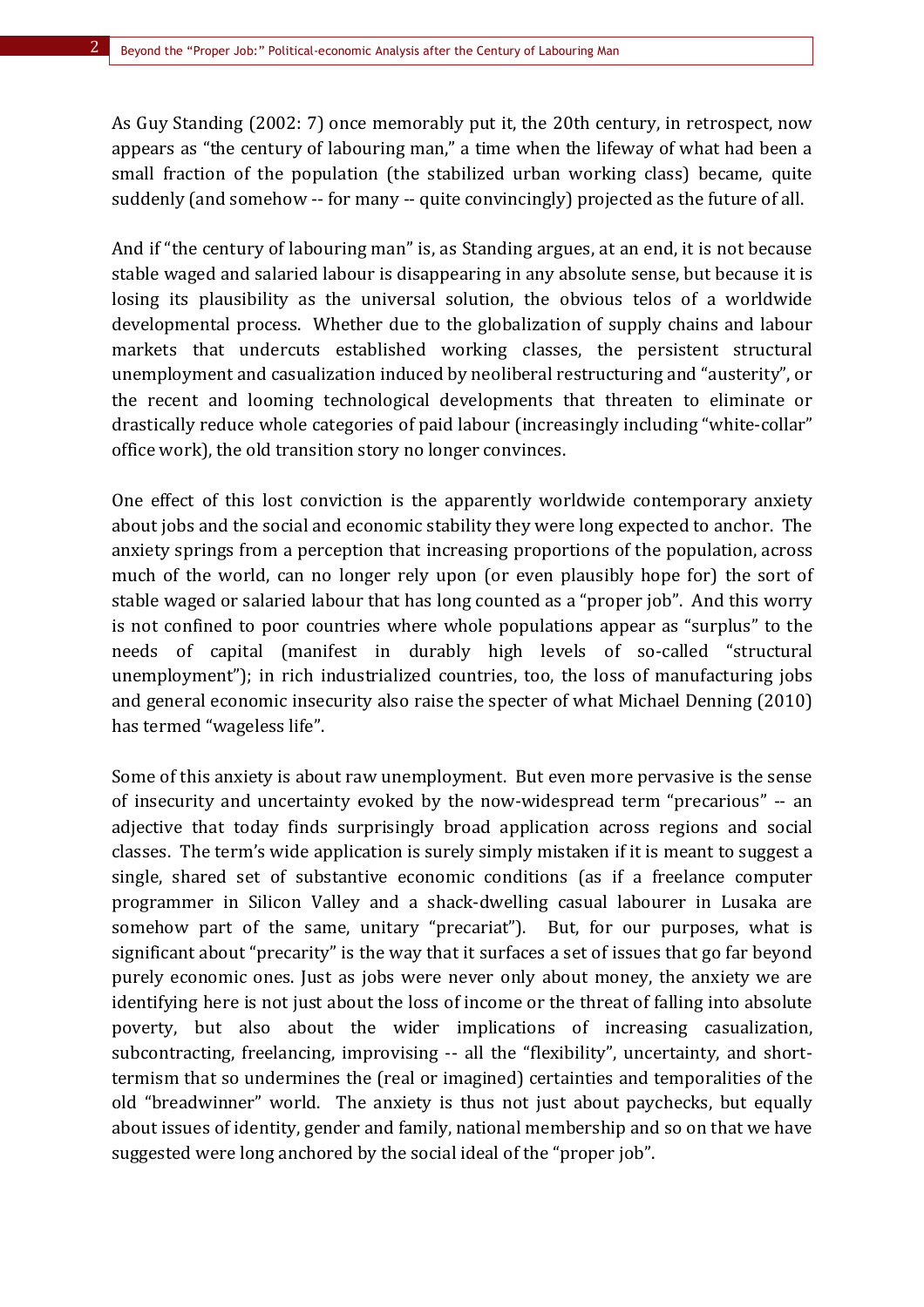As Guy Standing (2002: 7) once memorably put it, the 20th century, in retrospect, now appears as "the century of labouring man," a time when the lifeway of what had been a small fraction of the population (the stabilized urban working class) became, quite suddenly (and somehow -- for many -- quite convincingly) projected as the future of all.

And if "the century of labouring man" is, as Standing argues, at an end, it is not because stable waged and salaried labour is disappearing in any absolute sense, but because it is losing its plausibility as the universal solution, the obvious telos of a worldwide developmental process. Whether due to the globalization of supply chains and labour markets that undercuts established working classes, the persistent structural unemployment and casualization induced by neoliberal restructuring and "austerity", or the recent and looming technological developments that threaten to eliminate or drastically reduce whole categories of paid labour (increasingly including "white-collar" office work), the old transition story no longer convinces.

One effect of this lost conviction is the apparently worldwide contemporary anxiety about jobs and the social and economic stability they were long expected to anchor. The anxiety springs from a perception that increasing proportions of the population, across much of the world, can no longer rely upon (or even plausibly hope for) the sort of stable waged or salaried labour that has long counted as a "proper job". And this worry is not confined to poor countries where whole populations appear as "surplus" to the needs of capital (manifest in durably high levels of so-called "structural unemployment"); in rich industrialized countries, too, the loss of manufacturing jobs and general economic insecurity also raise the specter of what Michael Denning (2010) has termed "wageless life".

Some of this anxiety is about raw unemployment. But even more pervasive is the sense of insecurity and uncertainty evoked by the now-widespread term "precarious" -- an adjective that today finds surprisingly broad application across regions and social classes. The term's wide application is surely simply mistaken if it is meant to suggest a single, shared set of substantive economic conditions (as if a freelance computer programmer in Silicon Valley and a shack-dwelling casual labourer in Lusaka are somehow part of the same, unitary "precariat"). But, for our purposes, what is significant about "precarity" is the way that it surfaces a set of issues that go far beyond purely economic ones. Just as jobs were never only about money, the anxiety we are identifying here is not just about the loss of income or the threat of falling into absolute poverty, but also about the wider implications of increasing casualization, subcontracting, freelancing, improvising -- all the "flexibility", uncertainty, and short-termism that so undermines the (real or imagined) certainties and temporalities of the old "breadwinner" world. The anxiety is thus not just about paychecks, but equally about issues of identity, gender and family, national membership and so on that we have suggested were long anchored by the social ideal of the "proper job".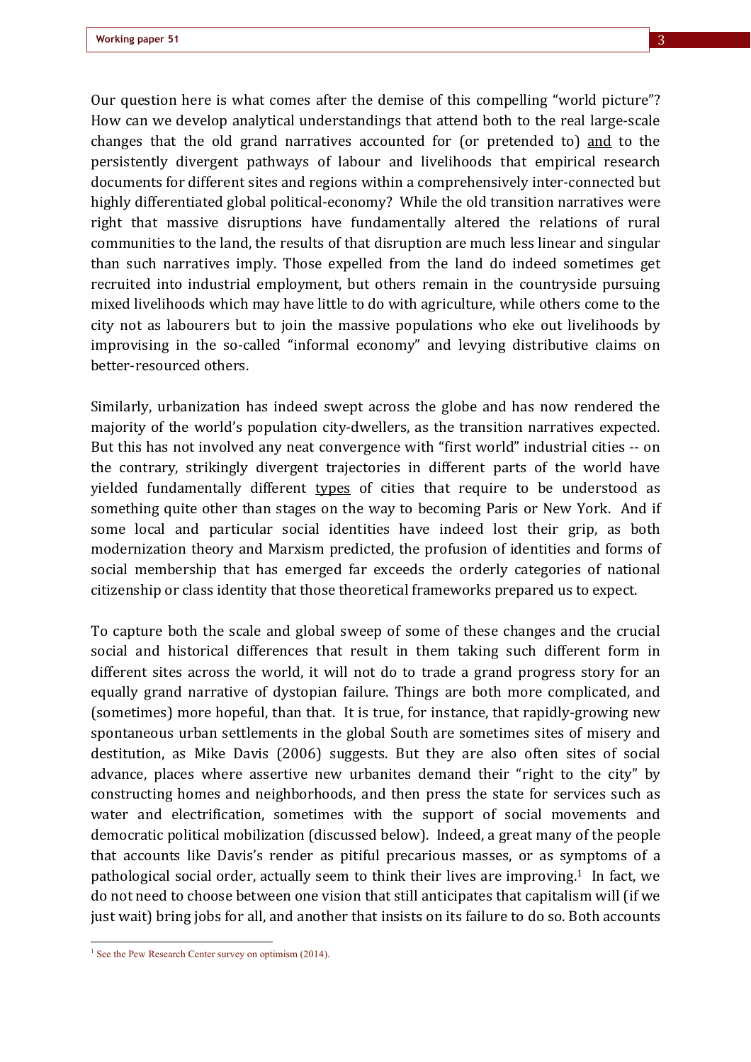Our question here is what comes after the demise of this compelling "world picture"? How can we develop analytical understandings that attend both to the real large-scale changes that the old grand narratives accounted for (or pretended to) and to the persistently divergent pathways of labour and livelihoods that empirical research documents for different sites and regions within a comprehensively inter-connected but highly differentiated global political-economy? While the old transition narratives were right that massive disruptions have fundamentally altered the relations of rural communities to the land, the results of that disruption are much less linear and singular than such narratives imply. Those expelled from the land do indeed sometimes get recruited into industrial employment, but others remain in the countryside pursuing mixed livelihoods which may have little to do with agriculture, while others come to the city not as labourers but to join the massive populations who eke out livelihoods by improvising in the so-called "informal economy" and levying distributive claims on better-resourced others.

Similarly, urbanization has indeed swept across the globe and has now rendered the majority of the world's population city-dwellers, as the transition narratives expected. But this has not involved any neat convergence with "first world" industrial cities -- on the contrary, strikingly divergent trajectories in different parts of the world have yielded fundamentally different types of cities that require to be understood as something quite other than stages on the way to becoming Paris or New York. And if some local and particular social identities have indeed lost their grip, as both modernization theory and Marxism predicted, the profusion of identities and forms of social membership that has emerged far exceeds the orderly categories of national citizenship or class identity that those theoretical frameworks prepared us to expect.

To capture both the scale and global sweep of some of these changes and the crucial social and historical differences that result in them taking such different form in different sites across the world, it will not do to trade a grand progress story for an equally grand narrative of dystopian failure. Things are both more complicated, and (sometimes) more hopeful, than that. It is true, for instance, that rapidly-growing new spontaneous urban settlements in the global South are sometimes sites of misery and destitution, as Mike Davis (2006) suggests. But they are also often sites of social advance, places where assertive new urbanites demand their "right to the city" by constructing homes and neighborhoods, and then press the state for services such as water and electrification, sometimes with the support of social movements and democratic political mobilization (discussed below). Indeed, a great many of the people that accounts like Davis's render as pitiful precarious masses, or as symptoms of a pathological social order, actually seem to think their lives are improving.[1] In fact, we do not need to choose between one vision that still anticipates that capitalism will (if we just wait) bring jobs for all, and another that insists on its failure to do so. Both accounts

[1] See the Pew Research Center survey on optimism (2014).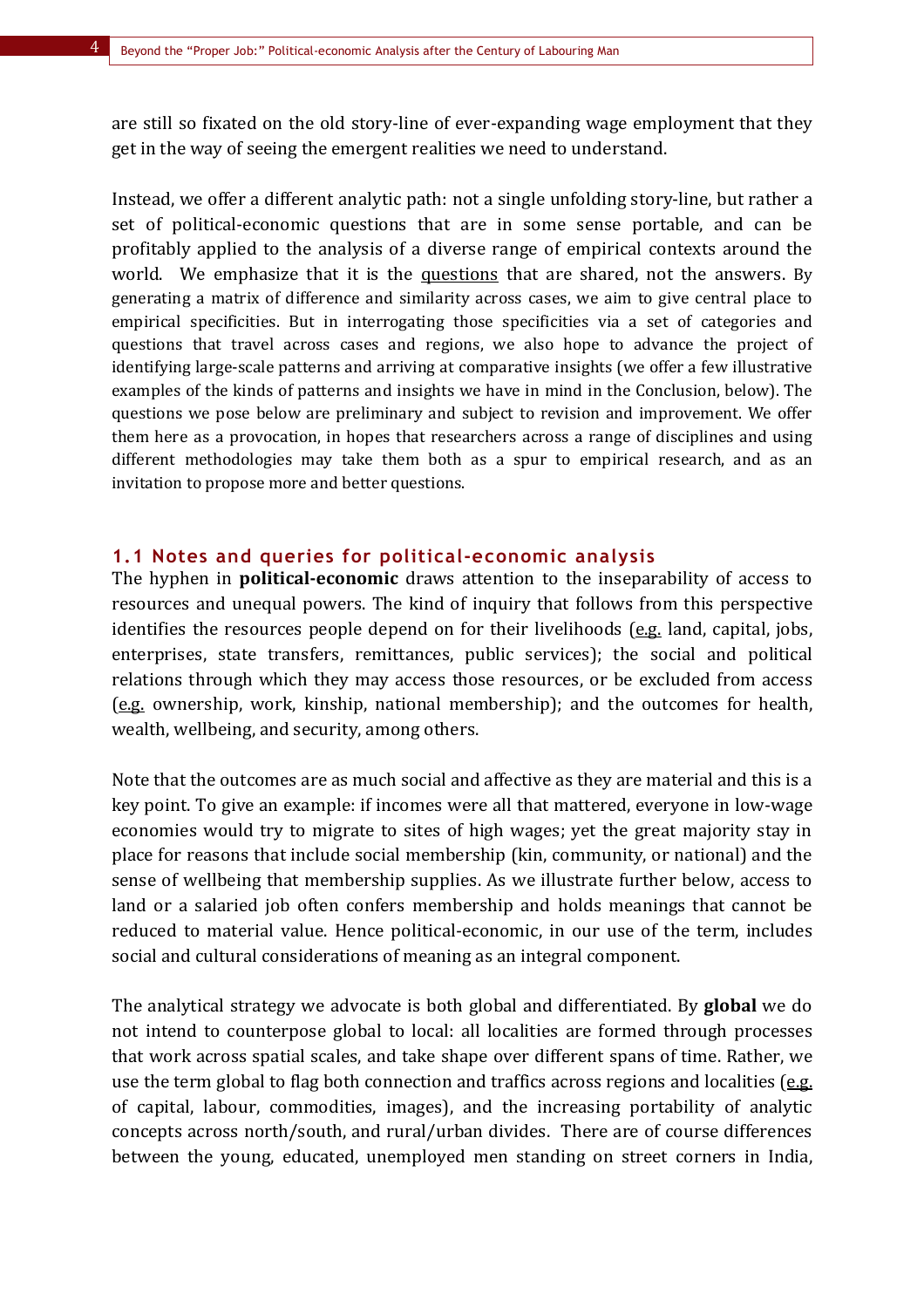are still so fixated on the old story-line of ever-expanding wage employment that they get in the way of seeing the emergent realities we need to understand.

Instead, we offer a different analytic path: not a single unfolding story-line, but rather a set of political-economic questions that are in some sense portable, and can be profitably applied to the analysis of a diverse range of empirical contexts around the world. We emphasize that it is the questions that are shared, not the answers. By generating a matrix of difference and similarity across cases, we aim to give central place to empirical specificities. But in interrogating those specificities via a set of categories and questions that travel across cases and regions, we also hope to advance the project of identifying large-scale patterns and arriving at comparative insights (we offer a few illustrative examples of the kinds of patterns and insights we have in mind in the Conclusion, below). The questions we pose below are preliminary and subject to revision and improvement. We offer them here as a provocation, in hopes that researchers across a range of disciplines and using different methodologies may take them both as a spur to empirical research, and as an invitation to propose more and better questions.

## 1.1 Notes and queries for political-economic analysis

The hyphen in **political-economic** draws attention to the inseparability of access to resources and unequal powers. The kind of inquiry that follows from this perspective identifies the resources people depend on for their livelihoods (e.g. land, capital, jobs, enterprises, state transfers, remittances, public services); the social and political relations through which they may access those resources, or be excluded from access (e.g. ownership, work, kinship, national membership); and the outcomes for health, wealth, wellbeing, and security, among others.

Note that the outcomes are as much social and affective as they are material and this is a key point. To give an example: if incomes were all that mattered, everyone in low-wage economies would try to migrate to sites of high wages; yet the great majority stay in place for reasons that include social membership (kin, community, or national) and the sense of wellbeing that membership supplies. As we illustrate further below, access to land or a salaried job often confers membership and holds meanings that cannot be reduced to material value. Hence political-economic, in our use of the term, includes social and cultural considerations of meaning as an integral component.

The analytical strategy we advocate is both global and differentiated. By **global** we do not intend to counterpose global to local: all localities are formed through processes that work across spatial scales, and take shape over different spans of time. Rather, we use the term global to flag both connection and traffics across regions and localities (e.g. of capital, labour, commodities, images), and the increasing portability of analytic concepts across north/south, and rural/urban divides. There are of course differences between the young, educated, unemployed men standing on street corners in India,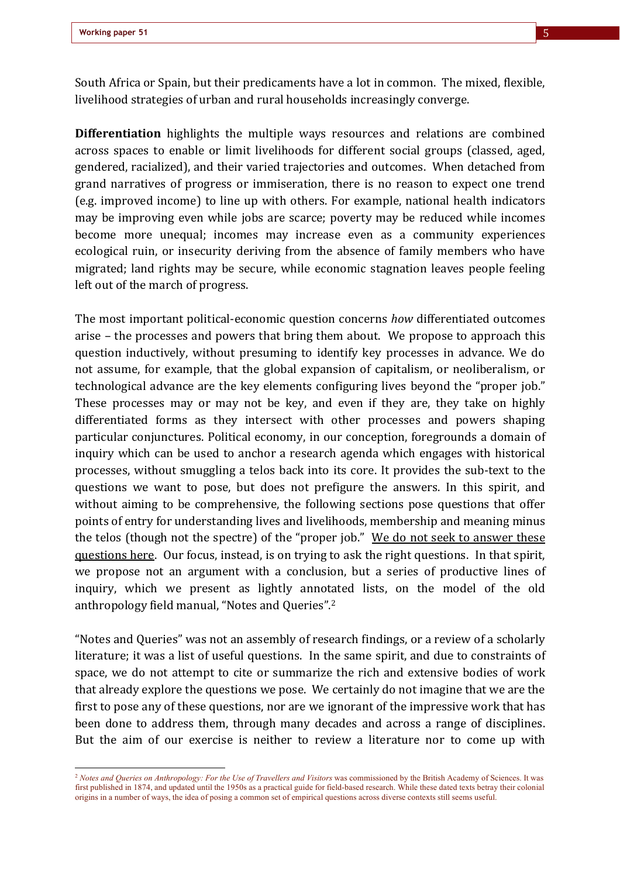South Africa or Spain, but their predicaments have a lot in common. The mixed, flexible, livelihood strategies of urban and rural households increasingly converge.

**Differentiation** highlights the multiple ways resources and relations are combined across spaces to enable or limit livelihoods for different social groups (classed, aged, gendered, racialized), and their varied trajectories and outcomes. When detached from grand narratives of progress or immiseration, there is no reason to expect one trend (e.g. improved income) to line up with others. For example, national health indicators may be improving even while jobs are scarce; poverty may be reduced while incomes become more unequal; incomes may increase even as a community experiences ecological ruin, or insecurity deriving from the absence of family members who have migrated; land rights may be secure, while economic stagnation leaves people feeling left out of the march of progress.

The most important political-economic question concerns *how* differentiated outcomes arise – the processes and powers that bring them about. We propose to approach this question inductively, without presuming to identify key processes in advance. We do not assume, for example, that the global expansion of capitalism, or neoliberalism, or technological advance are the key elements configuring lives beyond the "proper job." These processes may or may not be key, and even if they are, they take on highly differentiated forms as they intersect with other processes and powers shaping particular conjunctures. Political economy, in our conception, foregrounds a domain of inquiry which can be used to anchor a research agenda which engages with historical processes, without smuggling a telos back into its core. It provides the sub-text to the questions we want to pose, but does not prefigure the answers. In this spirit, and without aiming to be comprehensive, the following sections pose questions that offer points of entry for understanding lives and livelihoods, membership and meaning minus the telos (though not the spectre) of the "proper job." <u>We do not seek to answer these questions here</u>. Our focus, instead, is on trying to ask the right questions. In that spirit, we propose not an argument with a conclusion, but a series of productive lines of inquiry, which we present as lightly annotated lists, on the model of the old anthropology field manual, "Notes and Queries".[2]

"Notes and Queries" was not an assembly of research findings, or a review of a scholarly literature; it was a list of useful questions. In the same spirit, and due to constraints of space, we do not attempt to cite or summarize the rich and extensive bodies of work that already explore the questions we pose. We certainly do not imagine that we are the first to pose any of these questions, nor are we ignorant of the impressive work that has been done to address them, through many decades and across a range of disciplines. But the aim of our exercise is neither to review a literature nor to come up with

---

[2] *Notes and Queries on Anthropology: For the Use of Travellers and Visitors* was commissioned by the British Academy of Sciences. It was first published in 1874, and updated until the 1950s as a practical guide for field-based research. While these dated texts betray their colonial origins in a number of ways, the idea of posing a common set of empirical questions across diverse contexts still seems useful.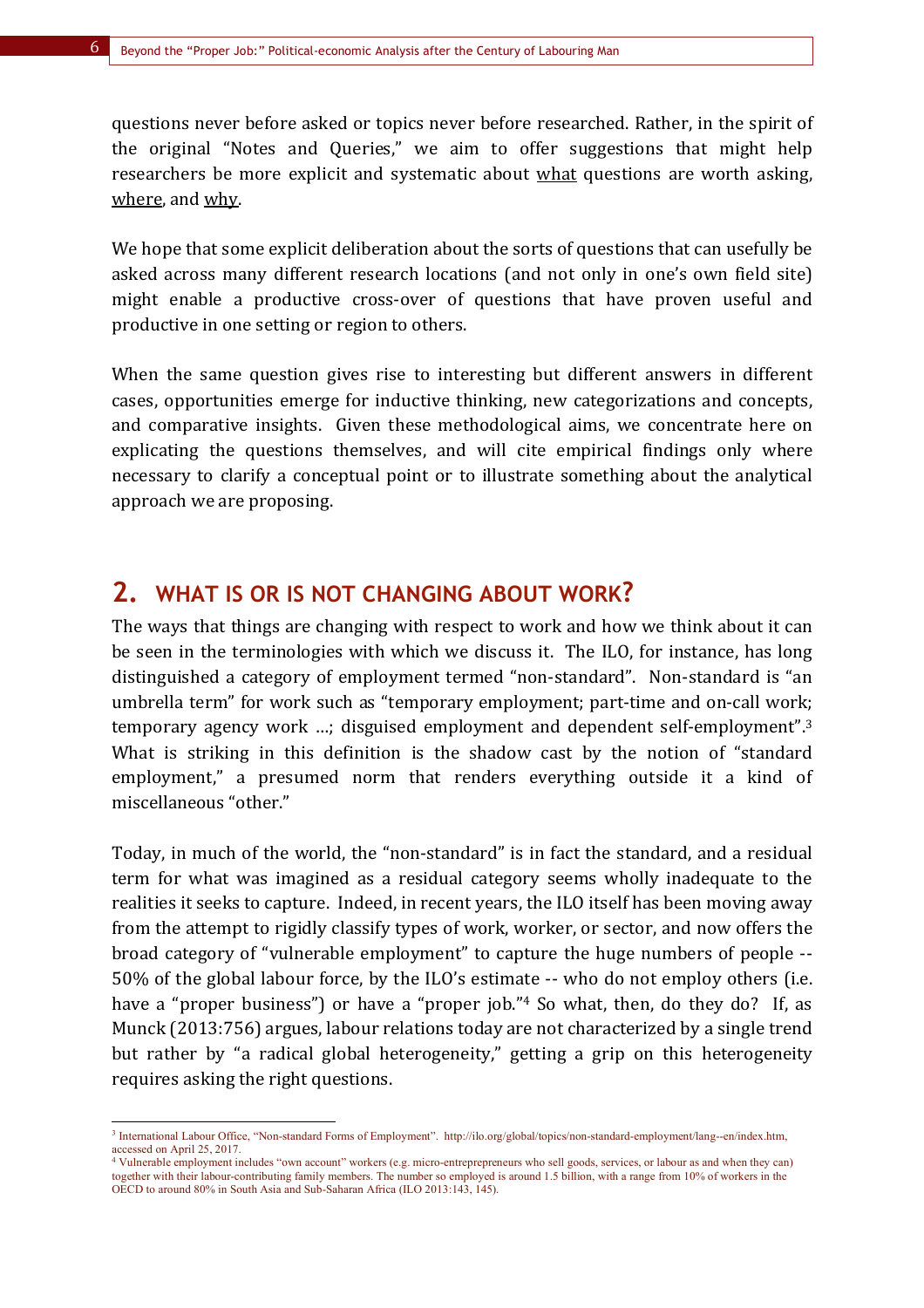questions never before asked or topics never before researched. Rather, in the spirit of the original "Notes and Queries," we aim to offer suggestions that might help researchers be more explicit and systematic about <u>what</u> questions are worth asking, <u>where</u>, and <u>why</u>.

We hope that some explicit deliberation about the sorts of questions that can usefully be asked across many different research locations (and not only in one's own field site) might enable a productive cross-over of questions that have proven useful and productive in one setting or region to others.

When the same question gives rise to interesting but different answers in different cases, opportunities emerge for inductive thinking, new categorizations and concepts, and comparative insights. Given these methodological aims, we concentrate here on explicating the questions themselves, and will cite empirical findings only where necessary to clarify a conceptual point or to illustrate something about the analytical approach we are proposing.

## 2. WHAT IS OR IS NOT CHANGING ABOUT WORK?

The ways that things are changing with respect to work and how we think about it can be seen in the terminologies with which we discuss it. The ILO, for instance, has long distinguished a category of employment termed "non-standard". Non-standard is "an umbrella term" for work such as "temporary employment; part-time and on-call work; temporary agency work …; disguised employment and dependent self-employment".[3] What is striking in this definition is the shadow cast by the notion of "standard employment," a presumed norm that renders everything outside it a kind of miscellaneous "other."

Today, in much of the world, the "non-standard" is in fact the standard, and a residual term for what was imagined as a residual category seems wholly inadequate to the realities it seeks to capture. Indeed, in recent years, the ILO itself has been moving away from the attempt to rigidly classify types of work, worker, or sector, and now offers the broad category of "vulnerable employment" to capture the huge numbers of people -- 50% of the global labour force, by the ILO's estimate -- who do not employ others (i.e. have a "proper business") or have a "proper job."[4] So what, then, do they do? If, as Munck (2013:756) argues, labour relations today are not characterized by a single trend but rather by "a radical global heterogeneity," getting a grip on this heterogeneity requires asking the right questions.

---

[3] International Labour Office, "Non-standard Forms of Employment". http://ilo.org/global/topics/non-standard-employment/lang--en/index.htm, accessed on April 25, 2017.

[4] Vulnerable employment includes "own account" workers (e.g. micro-entreprepreneurs who sell goods, services, or labour as and when they can) together with their labour-contributing family members. The number so employed is around 1.5 billion, with a range from 10% of workers in the OECD to around 80% in South Asia and Sub-Saharan Africa (ILO 2013:143, 145).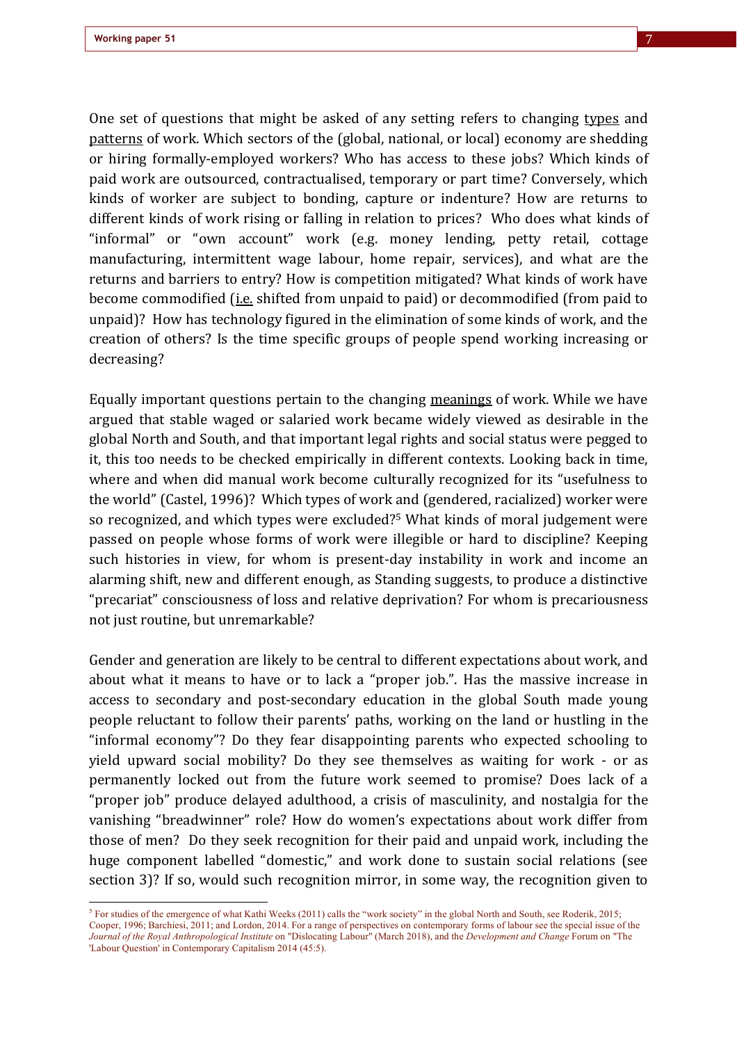One set of questions that might be asked of any setting refers to changing <u>types</u> and <u>patterns</u> of work. Which sectors of the (global, national, or local) economy are shedding or hiring formally-employed workers? Who has access to these jobs? Which kinds of paid work are outsourced, contractualised, temporary or part time? Conversely, which kinds of worker are subject to bonding, capture or indenture? How are returns to different kinds of work rising or falling in relation to prices? Who does what kinds of "informal" or "own account" work (e.g. money lending, petty retail, cottage manufacturing, intermittent wage labour, home repair, services), and what are the returns and barriers to entry? How is competition mitigated? What kinds of work have become commodified (<u>i.e.</u> shifted from unpaid to paid) or decommodified (from paid to unpaid)? How has technology figured in the elimination of some kinds of work, and the creation of others? Is the time specific groups of people spend working increasing or decreasing?

Equally important questions pertain to the changing <u>meanings</u> of work. While we have argued that stable waged or salaried work became widely viewed as desirable in the global North and South, and that important legal rights and social status were pegged to it, this too needs to be checked empirically in different contexts. Looking back in time, where and when did manual work become culturally recognized for its "usefulness to the world" (Castel, 1996)? Which types of work and (gendered, racialized) worker were so recognized, and which types were excluded?[5] What kinds of moral judgement were passed on people whose forms of work were illegible or hard to discipline? Keeping such histories in view, for whom is present-day instability in work and income an alarming shift, new and different enough, as Standing suggests, to produce a distinctive "precariat" consciousness of loss and relative deprivation? For whom is precariousness not just routine, but unremarkable?

Gender and generation are likely to be central to different expectations about work, and about what it means to have or to lack a "proper job.". Has the massive increase in access to secondary and post-secondary education in the global South made young people reluctant to follow their parents' paths, working on the land or hustling in the "informal economy"? Do they fear disappointing parents who expected schooling to yield upward social mobility? Do they see themselves as waiting for work - or as permanently locked out from the future work seemed to promise? Does lack of a "proper job" produce delayed adulthood, a crisis of masculinity, and nostalgia for the vanishing "breadwinner" role? How do women's expectations about work differ from those of men? Do they seek recognition for their paid and unpaid work, including the huge component labelled "domestic," and work done to sustain social relations (see section 3)? If so, would such recognition mirror, in some way, the recognition given to

---

[5] For studies of the emergence of what Kathi Weeks (2011) calls the "work society" in the global North and South, see Roderik, 2015; Cooper, 1996; Barchiesi, 2011; and Lordon, 2014. For a range of perspectives on contemporary forms of labour see the special issue of the *Journal of the Royal Anthropological Institute* on "Dislocating Labour" (March 2018), and the *Development and Change* Forum on "The 'Labour Question' in Contemporary Capitalism 2014 (45:5).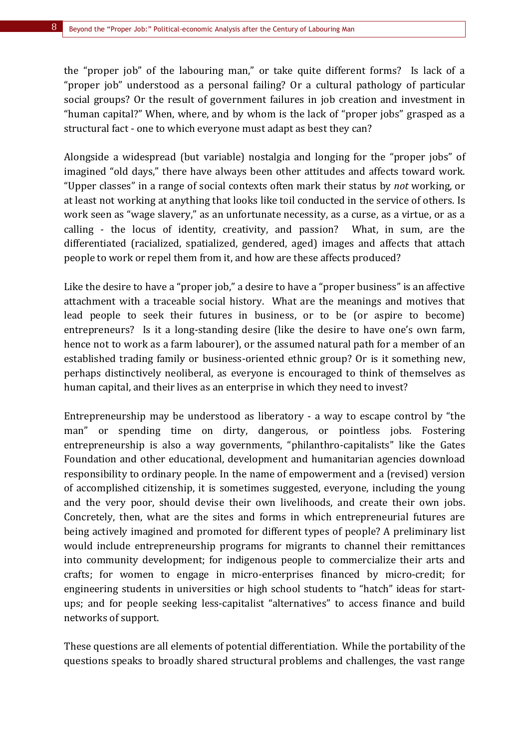the "proper job" of the labouring man," or take quite different forms? Is lack of a "proper job" understood as a personal failing? Or a cultural pathology of particular social groups? Or the result of government failures in job creation and investment in "human capital?" When, where, and by whom is the lack of "proper jobs" grasped as a structural fact - one to which everyone must adapt as best they can?

Alongside a widespread (but variable) nostalgia and longing for the "proper jobs" of imagined "old days," there have always been other attitudes and affects toward work. "Upper classes" in a range of social contexts often mark their status by *not* working, or at least not working at anything that looks like toil conducted in the service of others. Is work seen as "wage slavery," as an unfortunate necessity, as a curse, as a virtue, or as a calling - the locus of identity, creativity, and passion? What, in sum, are the differentiated (racialized, spatialized, gendered, aged) images and affects that attach people to work or repel them from it, and how are these affects produced?

Like the desire to have a "proper job," a desire to have a "proper business" is an affective attachment with a traceable social history. What are the meanings and motives that lead people to seek their futures in business, or to be (or aspire to become) entrepreneurs? Is it a long-standing desire (like the desire to have one's own farm, hence not to work as a farm labourer), or the assumed natural path for a member of an established trading family or business-oriented ethnic group? Or is it something new, perhaps distinctively neoliberal, as everyone is encouraged to think of themselves as human capital, and their lives as an enterprise in which they need to invest?

Entrepreneurship may be understood as liberatory - a way to escape control by "the man" or spending time on dirty, dangerous, or pointless jobs. Fostering entrepreneurship is also a way governments, "philanthro-capitalists" like the Gates Foundation and other educational, development and humanitarian agencies download responsibility to ordinary people. In the name of empowerment and a (revised) version of accomplished citizenship, it is sometimes suggested, everyone, including the young and the very poor, should devise their own livelihoods, and create their own jobs. Concretely, then, what are the sites and forms in which entrepreneurial futures are being actively imagined and promoted for different types of people? A preliminary list would include entrepreneurship programs for migrants to channel their remittances into community development; for indigenous people to commercialize their arts and crafts; for women to engage in micro-enterprises financed by micro-credit; for engineering students in universities or high school students to "hatch" ideas for start-ups; and for people seeking less-capitalist "alternatives" to access finance and build networks of support.

These questions are all elements of potential differentiation. While the portability of the questions speaks to broadly shared structural problems and challenges, the vast range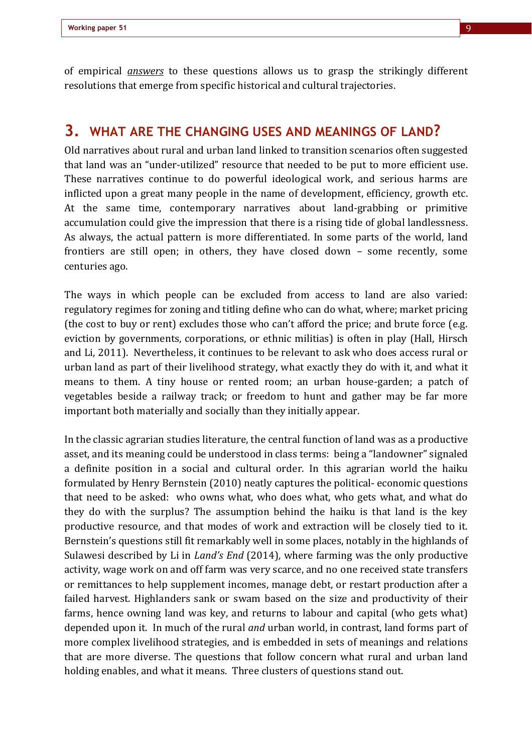of empirical ***answers*** to these questions allows us to grasp the strikingly different resolutions that emerge from specific historical and cultural trajectories.

## 3. WHAT ARE THE CHANGING USES AND MEANINGS OF LAND?

Old narratives about rural and urban land linked to transition scenarios often suggested that land was an "under-utilized" resource that needed to be put to more efficient use. These narratives continue to do powerful ideological work, and serious harms are inflicted upon a great many people in the name of development, efficiency, growth etc. At the same time, contemporary narratives about land-grabbing or primitive accumulation could give the impression that there is a rising tide of global landlessness. As always, the actual pattern is more differentiated. In some parts of the world, land frontiers are still open; in others, they have closed down – some recently, some centuries ago.

The ways in which people can be excluded from access to land are also varied: regulatory regimes for zoning and titling define who can do what, where; market pricing (the cost to buy or rent) excludes those who can't afford the price; and brute force (e.g. eviction by governments, corporations, or ethnic militias) is often in play (Hall, Hirsch and Li, 2011). Nevertheless, it continues to be relevant to ask who does access rural or urban land as part of their livelihood strategy, what exactly they do with it, and what it means to them. A tiny house or rented room; an urban house-garden; a patch of vegetables beside a railway track; or freedom to hunt and gather may be far more important both materially and socially than they initially appear.

In the classic agrarian studies literature, the central function of land was as a productive asset, and its meaning could be understood in class terms: being a "landowner" signaled a definite position in a social and cultural order. In this agrarian world the haiku formulated by Henry Bernstein (2010) neatly captures the political- economic questions that need to be asked: who owns what, who does what, who gets what, and what do they do with the surplus? The assumption behind the haiku is that land is the key productive resource, and that modes of work and extraction will be closely tied to it. Bernstein's questions still fit remarkably well in some places, notably in the highlands of Sulawesi described by Li in *Land's End* (2014), where farming was the only productive activity, wage work on and off farm was very scarce, and no one received state transfers or remittances to help supplement incomes, manage debt, or restart production after a failed harvest. Highlanders sank or swam based on the size and productivity of their farms, hence owning land was key, and returns to labour and capital (who gets what) depended upon it. In much of the rural *and* urban world, in contrast, land forms part of more complex livelihood strategies, and is embedded in sets of meanings and relations that are more diverse. The questions that follow concern what rural and urban land holding enables, and what it means. Three clusters of questions stand out.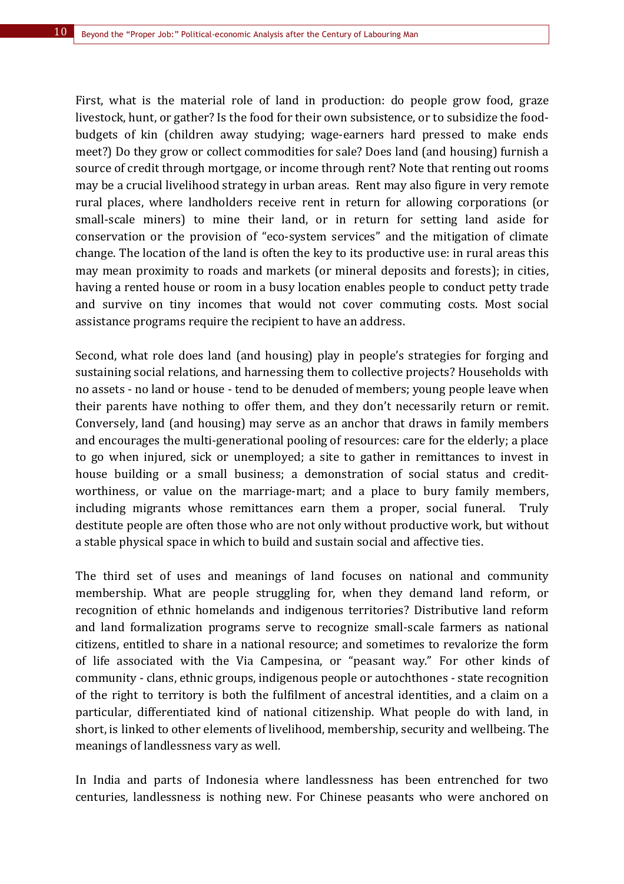First, what is the material role of land in production: do people grow food, graze livestock, hunt, or gather? Is the food for their own subsistence, or to subsidize the food-budgets of kin (children away studying; wage-earners hard pressed to make ends meet?) Do they grow or collect commodities for sale? Does land (and housing) furnish a source of credit through mortgage, or income through rent? Note that renting out rooms may be a crucial livelihood strategy in urban areas. Rent may also figure in very remote rural places, where landholders receive rent in return for allowing corporations (or small-scale miners) to mine their land, or in return for setting land aside for conservation or the provision of "eco-system services" and the mitigation of climate change. The location of the land is often the key to its productive use: in rural areas this may mean proximity to roads and markets (or mineral deposits and forests); in cities, having a rented house or room in a busy location enables people to conduct petty trade and survive on tiny incomes that would not cover commuting costs. Most social assistance programs require the recipient to have an address.

Second, what role does land (and housing) play in people's strategies for forging and sustaining social relations, and harnessing them to collective projects? Households with no assets - no land or house - tend to be denuded of members; young people leave when their parents have nothing to offer them, and they don't necessarily return or remit. Conversely, land (and housing) may serve as an anchor that draws in family members and encourages the multi-generational pooling of resources: care for the elderly; a place to go when injured, sick or unemployed; a site to gather in remittances to invest in house building or a small business; a demonstration of social status and credit-worthiness, or value on the marriage-mart; and a place to bury family members, including migrants whose remittances earn them a proper, social funeral. Truly destitute people are often those who are not only without productive work, but without a stable physical space in which to build and sustain social and affective ties.

The third set of uses and meanings of land focuses on national and community membership. What are people struggling for, when they demand land reform, or recognition of ethnic homelands and indigenous territories? Distributive land reform and land formalization programs serve to recognize small-scale farmers as national citizens, entitled to share in a national resource; and sometimes to revalorize the form of life associated with the Via Campesina, or "peasant way." For other kinds of community - clans, ethnic groups, indigenous people or autochthones - state recognition of the right to territory is both the fulfilment of ancestral identities, and a claim on a particular, differentiated kind of national citizenship. What people do with land, in short, is linked to other elements of livelihood, membership, security and wellbeing. The meanings of landlessness vary as well.

In India and parts of Indonesia where landlessness has been entrenched for two centuries, landlessness is nothing new. For Chinese peasants who were anchored on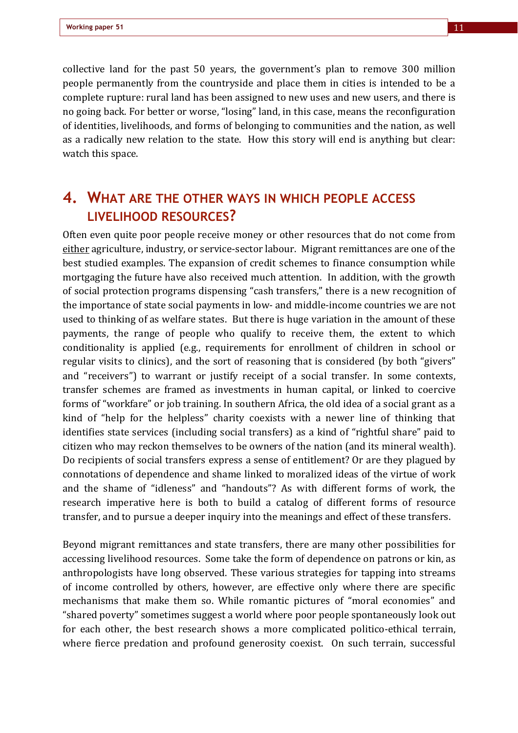collective land for the past 50 years, the government's plan to remove 300 million people permanently from the countryside and place them in cities is intended to be a complete rupture: rural land has been assigned to new uses and new users, and there is no going back. For better or worse, "losing" land, in this case, means the reconfiguration of identities, livelihoods, and forms of belonging to communities and the nation, as well as a radically new relation to the state. How this story will end is anything but clear: watch this space.

## 4. What are the other ways in which people access livelihood resources?

Often even quite poor people receive money or other resources that do not come from <u>either</u> agriculture, industry, or service-sector labour. Migrant remittances are one of the best studied examples. The expansion of credit schemes to finance consumption while mortgaging the future have also received much attention. In addition, with the growth of social protection programs dispensing "cash transfers," there is a new recognition of the importance of state social payments in low- and middle-income countries we are not used to thinking of as welfare states. But there is huge variation in the amount of these payments, the range of people who qualify to receive them, the extent to which conditionality is applied (e.g., requirements for enrollment of children in school or regular visits to clinics), and the sort of reasoning that is considered (by both "givers" and "receivers") to warrant or justify receipt of a social transfer. In some contexts, transfer schemes are framed as investments in human capital, or linked to coercive forms of "workfare" or job training. In southern Africa, the old idea of a social grant as a kind of "help for the helpless" charity coexists with a newer line of thinking that identifies state services (including social transfers) as a kind of "rightful share" paid to citizen who may reckon themselves to be owners of the nation (and its mineral wealth). Do recipients of social transfers express a sense of entitlement? Or are they plagued by connotations of dependence and shame linked to moralized ideas of the virtue of work and the shame of "idleness" and "handouts"? As with different forms of work, the research imperative here is both to build a catalog of different forms of resource transfer, and to pursue a deeper inquiry into the meanings and effect of these transfers.

Beyond migrant remittances and state transfers, there are many other possibilities for accessing livelihood resources. Some take the form of dependence on patrons or kin, as anthropologists have long observed. These various strategies for tapping into streams of income controlled by others, however, are effective only where there are specific mechanisms that make them so. While romantic pictures of "moral economies" and "shared poverty" sometimes suggest a world where poor people spontaneously look out for each other, the best research shows a more complicated politico-ethical terrain, where fierce predation and profound generosity coexist. On such terrain, successful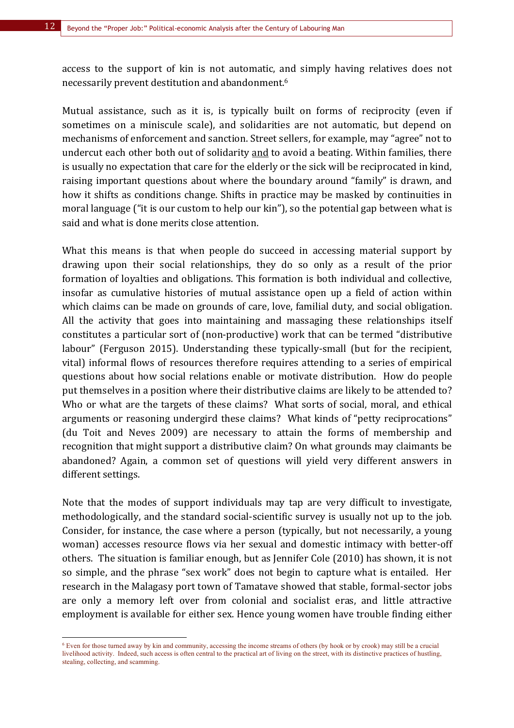access to the support of kin is not automatic, and simply having relatives does not necessarily prevent destitution and abandonment.[6]

Mutual assistance, such as it is, is typically built on forms of reciprocity (even if sometimes on a miniscule scale), and solidarities are not automatic, but depend on mechanisms of enforcement and sanction. Street sellers, for example, may "agree" not to undercut each other both out of solidarity <u>and</u> to avoid a beating. Within families, there is usually no expectation that care for the elderly or the sick will be reciprocated in kind, raising important questions about where the boundary around "family" is drawn, and how it shifts as conditions change. Shifts in practice may be masked by continuities in moral language ("it is our custom to help our kin"), so the potential gap between what is said and what is done merits close attention.

What this means is that when people do succeed in accessing material support by drawing upon their social relationships, they do so only as a result of the prior formation of loyalties and obligations. This formation is both individual and collective, insofar as cumulative histories of mutual assistance open up a field of action within which claims can be made on grounds of care, love, familial duty, and social obligation. All the activity that goes into maintaining and massaging these relationships itself constitutes a particular sort of (non-productive) work that can be termed "distributive labour" (Ferguson 2015). Understanding these typically-small (but for the recipient, vital) informal flows of resources therefore requires attending to a series of empirical questions about how social relations enable or motivate distribution. How do people put themselves in a position where their distributive claims are likely to be attended to? Who or what are the targets of these claims? What sorts of social, moral, and ethical arguments or reasoning undergird these claims? What kinds of "petty reciprocations" (du Toit and Neves 2009) are necessary to attain the forms of membership and recognition that might support a distributive claim? On what grounds may claimants be abandoned? Again, a common set of questions will yield very different answers in different settings.

Note that the modes of support individuals may tap are very difficult to investigate, methodologically, and the standard social-scientific survey is usually not up to the job. Consider, for instance, the case where a person (typically, but not necessarily, a young woman) accesses resource flows via her sexual and domestic intimacy with better-off others. The situation is familiar enough, but as Jennifer Cole (2010) has shown, it is not so simple, and the phrase "sex work" does not begin to capture what is entailed. Her research in the Malagasy port town of Tamatave showed that stable, formal-sector jobs are only a memory left over from colonial and socialist eras, and little attractive employment is available for either sex. Hence young women have trouble finding either

[6] Even for those turned away by kin and community, accessing the income streams of others (by hook or by crook) may still be a crucial livelihood activity. Indeed, such access is often central to the practical art of living on the street, with its distinctive practices of hustling, stealing, collecting, and scamming.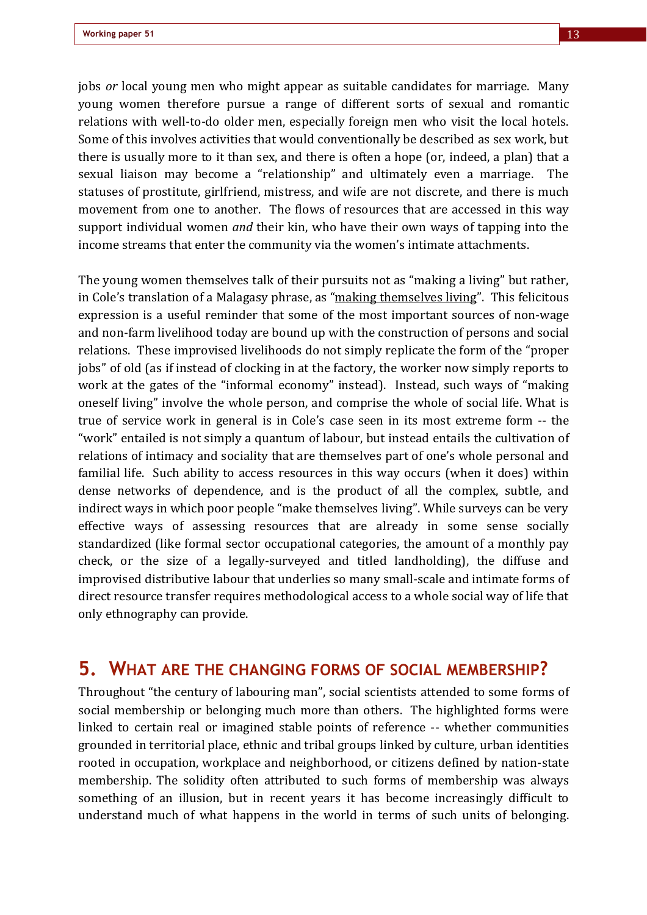jobs *or* local young men who might appear as suitable candidates for marriage. Many young women therefore pursue a range of different sorts of sexual and romantic relations with well-to-do older men, especially foreign men who visit the local hotels. Some of this involves activities that would conventionally be described as sex work, but there is usually more to it than sex, and there is often a hope (or, indeed, a plan) that a sexual liaison may become a "relationship" and ultimately even a marriage. The statuses of prostitute, girlfriend, mistress, and wife are not discrete, and there is much movement from one to another. The flows of resources that are accessed in this way support individual women *and* their kin, who have their own ways of tapping into the income streams that enter the community via the women's intimate attachments.

The young women themselves talk of their pursuits not as "making a living" but rather, in Cole's translation of a Malagasy phrase, as "making themselves living". This felicitous expression is a useful reminder that some of the most important sources of non-wage and non-farm livelihood today are bound up with the construction of persons and social relations. These improvised livelihoods do not simply replicate the form of the "proper jobs" of old (as if instead of clocking in at the factory, the worker now simply reports to work at the gates of the "informal economy" instead). Instead, such ways of "making oneself living" involve the whole person, and comprise the whole of social life. What is true of service work in general is in Cole's case seen in its most extreme form -- the "work" entailed is not simply a quantum of labour, but instead entails the cultivation of relations of intimacy and sociality that are themselves part of one's whole personal and familial life. Such ability to access resources in this way occurs (when it does) within dense networks of dependence, and is the product of all the complex, subtle, and indirect ways in which poor people "make themselves living". While surveys can be very effective ways of assessing resources that are already in some sense socially standardized (like formal sector occupational categories, the amount of a monthly pay check, or the size of a legally-surveyed and titled landholding), the diffuse and improvised distributive labour that underlies so many small-scale and intimate forms of direct resource transfer requires methodological access to a whole social way of life that only ethnography can provide.

## 5. What are the changing forms of social membership?

Throughout "the century of labouring man", social scientists attended to some forms of social membership or belonging much more than others. The highlighted forms were linked to certain real or imagined stable points of reference -- whether communities grounded in territorial place, ethnic and tribal groups linked by culture, urban identities rooted in occupation, workplace and neighborhood, or citizens defined by nation-state membership. The solidity often attributed to such forms of membership was always something of an illusion, but in recent years it has become increasingly difficult to understand much of what happens in the world in terms of such units of belonging.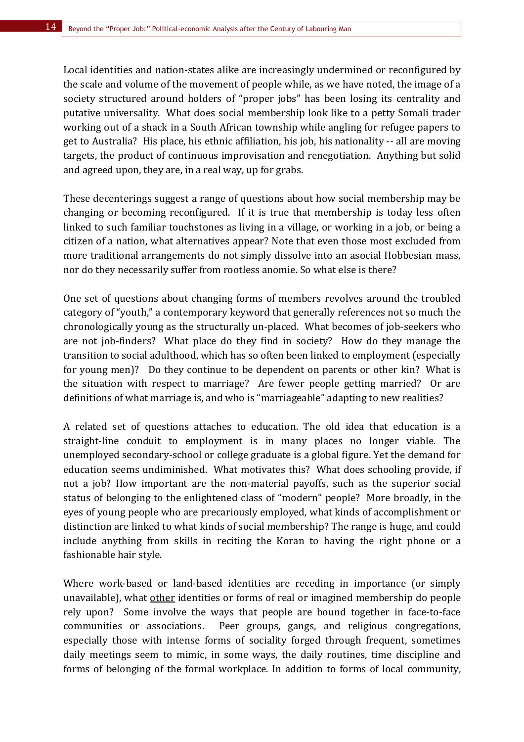Local identities and nation-states alike are increasingly undermined or reconfigured by the scale and volume of the movement of people while, as we have noted, the image of a society structured around holders of "proper jobs" has been losing its centrality and putative universality. What does social membership look like to a petty Somali trader working out of a shack in a South African township while angling for refugee papers to get to Australia? His place, his ethnic affiliation, his job, his nationality -- all are moving targets, the product of continuous improvisation and renegotiation. Anything but solid and agreed upon, they are, in a real way, up for grabs.

These decenterings suggest a range of questions about how social membership may be changing or becoming reconfigured. If it is true that membership is today less often linked to such familiar touchstones as living in a village, or working in a job, or being a citizen of a nation, what alternatives appear? Note that even those most excluded from more traditional arrangements do not simply dissolve into an asocial Hobbesian mass, nor do they necessarily suffer from rootless anomie. So what else is there?

One set of questions about changing forms of members revolves around the troubled category of "youth," a contemporary keyword that generally references not so much the chronologically young as the structurally un-placed. What becomes of job-seekers who are not job-finders? What place do they find in society? How do they manage the transition to social adulthood, which has so often been linked to employment (especially for young men)? Do they continue to be dependent on parents or other kin? What is the situation with respect to marriage? Are fewer people getting married? Or are definitions of what marriage is, and who is "marriageable" adapting to new realities?

A related set of questions attaches to education. The old idea that education is a straight-line conduit to employment is in many places no longer viable. The unemployed secondary-school or college graduate is a global figure. Yet the demand for education seems undiminished. What motivates this? What does schooling provide, if not a job? How important are the non-material payoffs, such as the superior social status of belonging to the enlightened class of "modern" people? More broadly, in the eyes of young people who are precariously employed, what kinds of accomplishment or distinction are linked to what kinds of social membership? The range is huge, and could include anything from skills in reciting the Koran to having the right phone or a fashionable hair style.

Where work-based or land-based identities are receding in importance (or simply unavailable), what other identities or forms of real or imagined membership do people rely upon? Some involve the ways that people are bound together in face-to-face communities or associations. Peer groups, gangs, and religious congregations, especially those with intense forms of sociality forged through frequent, sometimes daily meetings seem to mimic, in some ways, the daily routines, time discipline and forms of belonging of the formal workplace. In addition to forms of local community,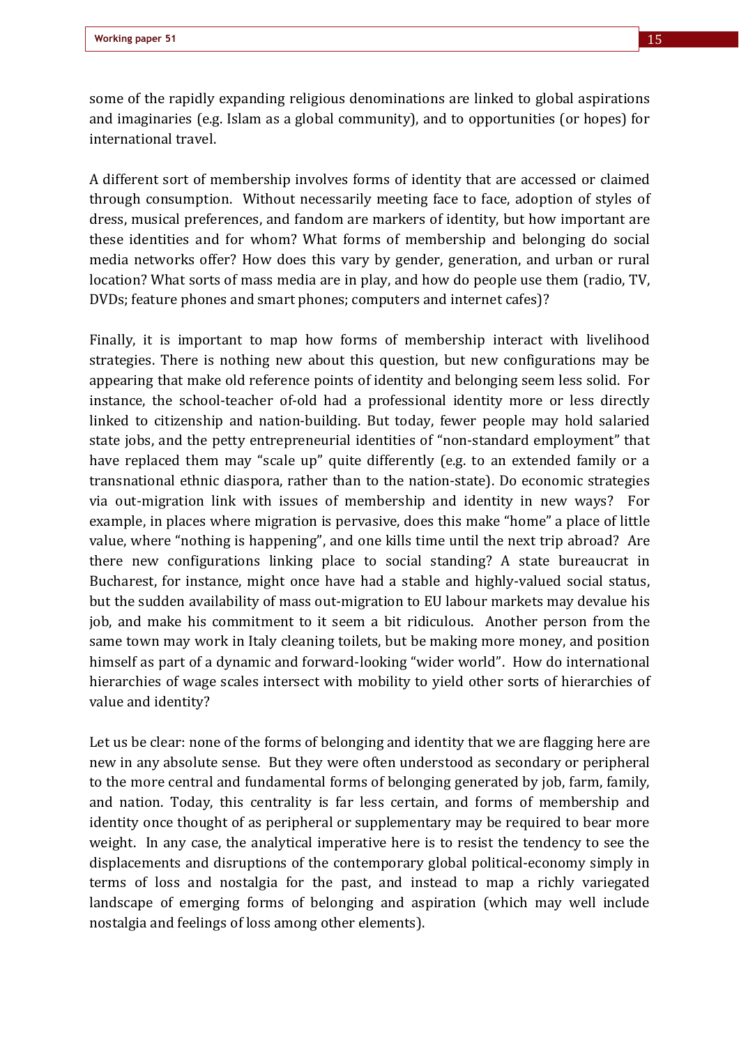some of the rapidly expanding religious denominations are linked to global aspirations and imaginaries (e.g. Islam as a global community), and to opportunities (or hopes) for international travel.

A different sort of membership involves forms of identity that are accessed or claimed through consumption. Without necessarily meeting face to face, adoption of styles of dress, musical preferences, and fandom are markers of identity, but how important are these identities and for whom? What forms of membership and belonging do social media networks offer? How does this vary by gender, generation, and urban or rural location? What sorts of mass media are in play, and how do people use them (radio, TV, DVDs; feature phones and smart phones; computers and internet cafes)?

Finally, it is important to map how forms of membership interact with livelihood strategies. There is nothing new about this question, but new configurations may be appearing that make old reference points of identity and belonging seem less solid. For instance, the school-teacher of-old had a professional identity more or less directly linked to citizenship and nation-building. But today, fewer people may hold salaried state jobs, and the petty entrepreneurial identities of "non-standard employment" that have replaced them may "scale up" quite differently (e.g. to an extended family or a transnational ethnic diaspora, rather than to the nation-state). Do economic strategies via out-migration link with issues of membership and identity in new ways? For example, in places where migration is pervasive, does this make "home" a place of little value, where "nothing is happening", and one kills time until the next trip abroad? Are there new configurations linking place to social standing? A state bureaucrat in Bucharest, for instance, might once have had a stable and highly-valued social status, but the sudden availability of mass out-migration to EU labour markets may devalue his job, and make his commitment to it seem a bit ridiculous. Another person from the same town may work in Italy cleaning toilets, but be making more money, and position himself as part of a dynamic and forward-looking "wider world". How do international hierarchies of wage scales intersect with mobility to yield other sorts of hierarchies of value and identity?

Let us be clear: none of the forms of belonging and identity that we are flagging here are new in any absolute sense. But they were often understood as secondary or peripheral to the more central and fundamental forms of belonging generated by job, farm, family, and nation. Today, this centrality is far less certain, and forms of membership and identity once thought of as peripheral or supplementary may be required to bear more weight. In any case, the analytical imperative here is to resist the tendency to see the displacements and disruptions of the contemporary global political-economy simply in terms of loss and nostalgia for the past, and instead to map a richly variegated landscape of emerging forms of belonging and aspiration (which may well include nostalgia and feelings of loss among other elements).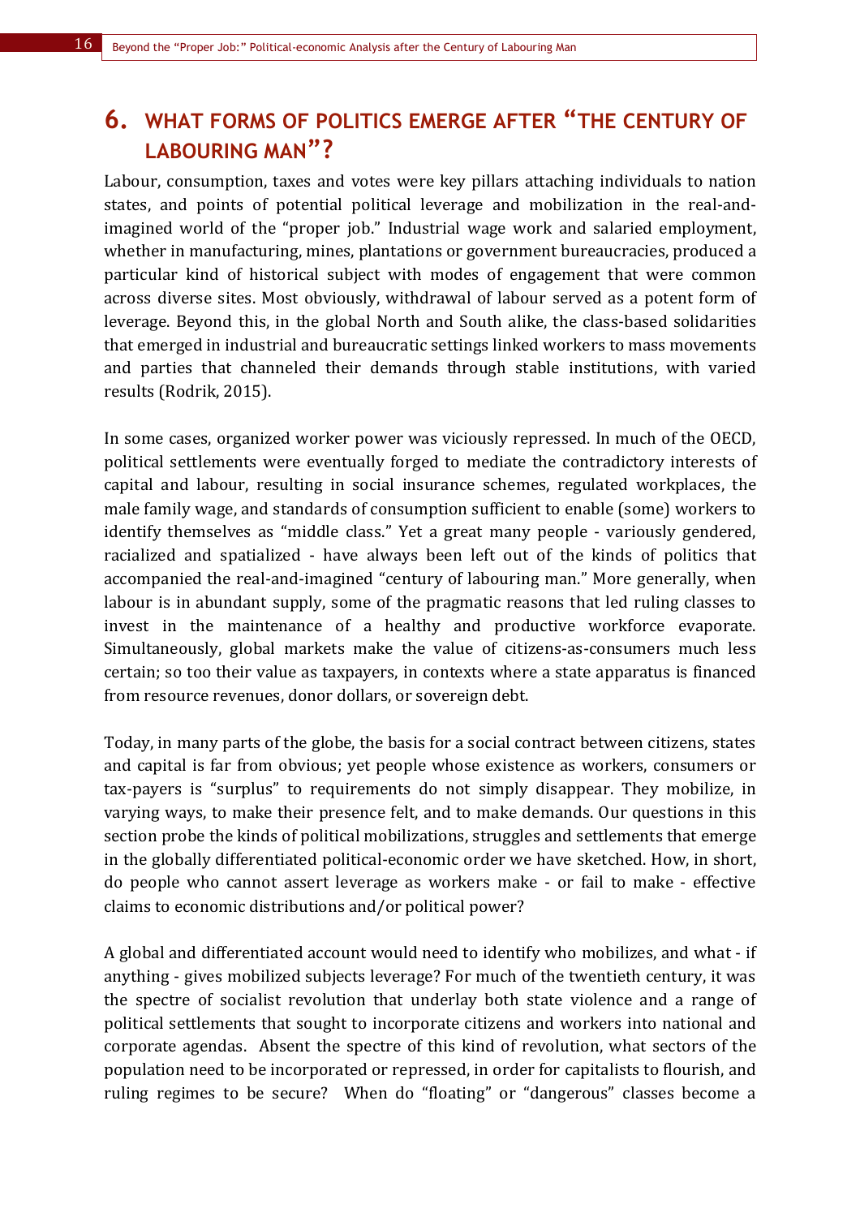## 6. WHAT FORMS OF POLITICS EMERGE AFTER "THE CENTURY OF LABOURING MAN"?

Labour, consumption, taxes and votes were key pillars attaching individuals to nation states, and points of potential political leverage and mobilization in the real-and-imagined world of the "proper job." Industrial wage work and salaried employment, whether in manufacturing, mines, plantations or government bureaucracies, produced a particular kind of historical subject with modes of engagement that were common across diverse sites. Most obviously, withdrawal of labour served as a potent form of leverage. Beyond this, in the global North and South alike, the class-based solidarities that emerged in industrial and bureaucratic settings linked workers to mass movements and parties that channeled their demands through stable institutions, with varied results (Rodrik, 2015).

In some cases, organized worker power was viciously repressed. In much of the OECD, political settlements were eventually forged to mediate the contradictory interests of capital and labour, resulting in social insurance schemes, regulated workplaces, the male family wage, and standards of consumption sufficient to enable (some) workers to identify themselves as "middle class." Yet a great many people - variously gendered, racialized and spatialized - have always been left out of the kinds of politics that accompanied the real-and-imagined "century of labouring man." More generally, when labour is in abundant supply, some of the pragmatic reasons that led ruling classes to invest in the maintenance of a healthy and productive workforce evaporate. Simultaneously, global markets make the value of citizens-as-consumers much less certain; so too their value as taxpayers, in contexts where a state apparatus is financed from resource revenues, donor dollars, or sovereign debt.

Today, in many parts of the globe, the basis for a social contract between citizens, states and capital is far from obvious; yet people whose existence as workers, consumers or tax-payers is "surplus" to requirements do not simply disappear. They mobilize, in varying ways, to make their presence felt, and to make demands. Our questions in this section probe the kinds of political mobilizations, struggles and settlements that emerge in the globally differentiated political-economic order we have sketched. How, in short, do people who cannot assert leverage as workers make - or fail to make - effective claims to economic distributions and/or political power?

A global and differentiated account would need to identify who mobilizes, and what - if anything - gives mobilized subjects leverage? For much of the twentieth century, it was the spectre of socialist revolution that underlay both state violence and a range of political settlements that sought to incorporate citizens and workers into national and corporate agendas. Absent the spectre of this kind of revolution, what sectors of the population need to be incorporated or repressed, in order for capitalists to flourish, and ruling regimes to be secure? When do "floating" or "dangerous" classes become a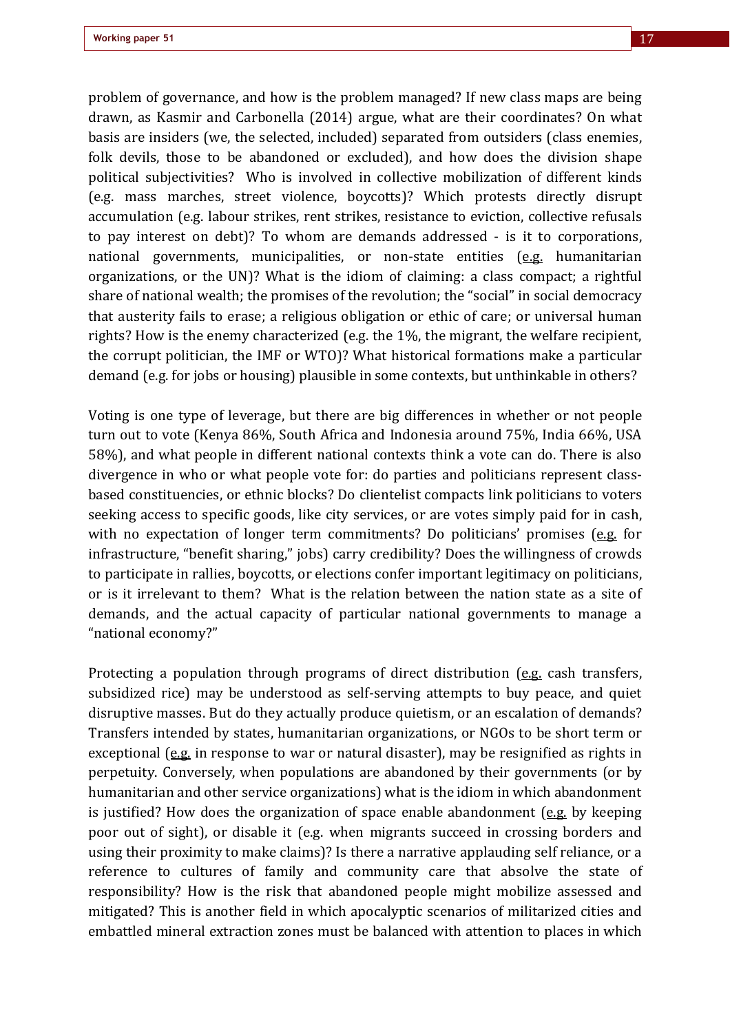problem of governance, and how is the problem managed? If new class maps are being drawn, as Kasmir and Carbonella (2014) argue, what are their coordinates? On what basis are insiders (we, the selected, included) separated from outsiders (class enemies, folk devils, those to be abandoned or excluded), and how does the division shape political subjectivities? Who is involved in collective mobilization of different kinds (e.g. mass marches, street violence, boycotts)? Which protests directly disrupt accumulation (e.g. labour strikes, rent strikes, resistance to eviction, collective refusals to pay interest on debt)? To whom are demands addressed - is it to corporations, national governments, municipalities, or non-state entities (e.g. humanitarian organizations, or the UN)? What is the idiom of claiming: a class compact; a rightful share of national wealth; the promises of the revolution; the "social" in social democracy that austerity fails to erase; a religious obligation or ethic of care; or universal human rights? How is the enemy characterized (e.g. the 1%, the migrant, the welfare recipient, the corrupt politician, the IMF or WTO)? What historical formations make a particular demand (e.g. for jobs or housing) plausible in some contexts, but unthinkable in others?

Voting is one type of leverage, but there are big differences in whether or not people turn out to vote (Kenya 86%, South Africa and Indonesia around 75%, India 66%, USA 58%), and what people in different national contexts think a vote can do. There is also divergence in who or what people vote for: do parties and politicians represent class-based constituencies, or ethnic blocks? Do clientelist compacts link politicians to voters seeking access to specific goods, like city services, or are votes simply paid for in cash, with no expectation of longer term commitments? Do politicians' promises (e.g. for infrastructure, "benefit sharing," jobs) carry credibility? Does the willingness of crowds to participate in rallies, boycotts, or elections confer important legitimacy on politicians, or is it irrelevant to them? What is the relation between the nation state as a site of demands, and the actual capacity of particular national governments to manage a "national economy?"

Protecting a population through programs of direct distribution (e.g. cash transfers, subsidized rice) may be understood as self-serving attempts to buy peace, and quiet disruptive masses. But do they actually produce quietism, or an escalation of demands? Transfers intended by states, humanitarian organizations, or NGOs to be short term or exceptional (e.g. in response to war or natural disaster), may be resignified as rights in perpetuity. Conversely, when populations are abandoned by their governments (or by humanitarian and other service organizations) what is the idiom in which abandonment is justified? How does the organization of space enable abandonment (e.g. by keeping poor out of sight), or disable it (e.g. when migrants succeed in crossing borders and using their proximity to make claims)? Is there a narrative applauding self reliance, or a reference to cultures of family and community care that absolve the state of responsibility? How is the risk that abandoned people might mobilize assessed and mitigated? This is another field in which apocalyptic scenarios of militarized cities and embattled mineral extraction zones must be balanced with attention to places in which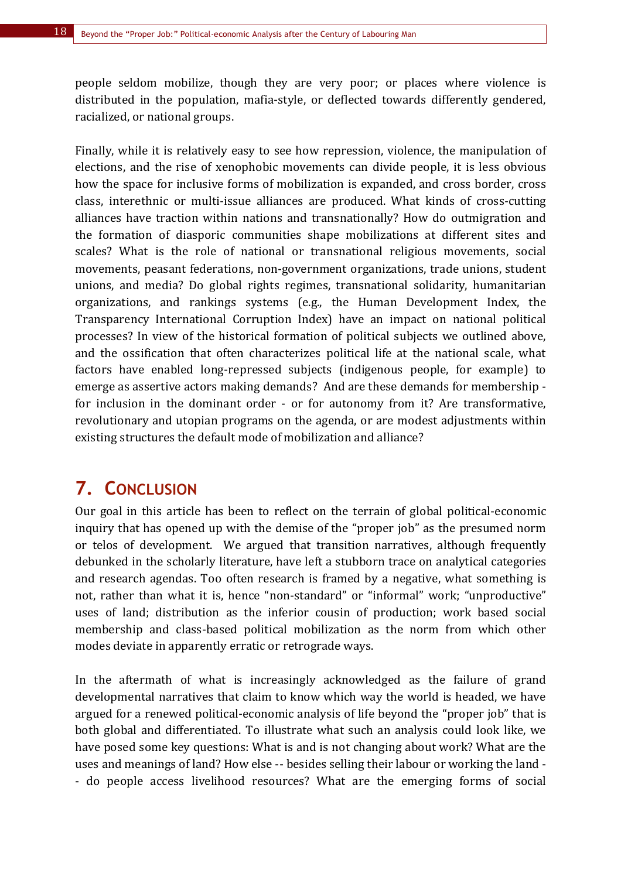people seldom mobilize, though they are very poor; or places where violence is distributed in the population, mafia-style, or deflected towards differently gendered, racialized, or national groups.

Finally, while it is relatively easy to see how repression, violence, the manipulation of elections, and the rise of xenophobic movements can divide people, it is less obvious how the space for inclusive forms of mobilization is expanded, and cross border, cross class, interethnic or multi-issue alliances are produced. What kinds of cross-cutting alliances have traction within nations and transnationally? How do outmigration and the formation of diasporic communities shape mobilizations at different sites and scales? What is the role of national or transnational religious movements, social movements, peasant federations, non-government organizations, trade unions, student unions, and media? Do global rights regimes, transnational solidarity, humanitarian organizations, and rankings systems (e.g., the Human Development Index, the Transparency International Corruption Index) have an impact on national political processes? In view of the historical formation of political subjects we outlined above, and the ossification that often characterizes political life at the national scale, what factors have enabled long-repressed subjects (indigenous people, for example) to emerge as assertive actors making demands? And are these demands for membership - for inclusion in the dominant order - or for autonomy from it? Are transformative, revolutionary and utopian programs on the agenda, or are modest adjustments within existing structures the default mode of mobilization and alliance?

## 7. Conclusion

Our goal in this article has been to reflect on the terrain of global political-economic inquiry that has opened up with the demise of the "proper job" as the presumed norm or telos of development. We argued that transition narratives, although frequently debunked in the scholarly literature, have left a stubborn trace on analytical categories and research agendas. Too often research is framed by a negative, what something is not, rather than what it is, hence "non-standard" or "informal" work; "unproductive" uses of land; distribution as the inferior cousin of production; work based social membership and class-based political mobilization as the norm from which other modes deviate in apparently erratic or retrograde ways.

In the aftermath of what is increasingly acknowledged as the failure of grand developmental narratives that claim to know which way the world is headed, we have argued for a renewed political-economic analysis of life beyond the "proper job" that is both global and differentiated. To illustrate what such an analysis could look like, we have posed some key questions: What is and is not changing about work? What are the uses and meanings of land? How else -- besides selling their labour or working the land -- do people access livelihood resources? What are the emerging forms of social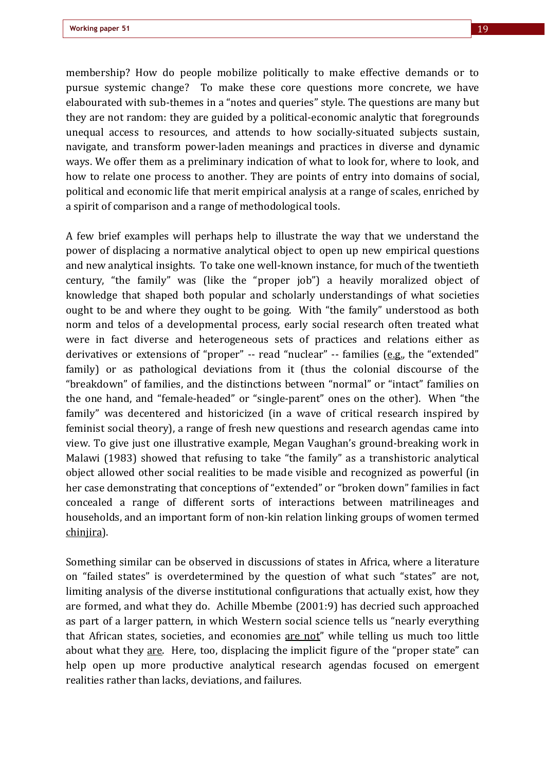membership? How do people mobilize politically to make effective demands or to pursue systemic change? To make these core questions more concrete, we have elabourated with sub-themes in a "notes and queries" style. The questions are many but they are not random: they are guided by a political-economic analytic that foregrounds unequal access to resources, and attends to how socially-situated subjects sustain, navigate, and transform power-laden meanings and practices in diverse and dynamic ways. We offer them as a preliminary indication of what to look for, where to look, and how to relate one process to another. They are points of entry into domains of social, political and economic life that merit empirical analysis at a range of scales, enriched by a spirit of comparison and a range of methodological tools.

A few brief examples will perhaps help to illustrate the way that we understand the power of displacing a normative analytical object to open up new empirical questions and new analytical insights. To take one well-known instance, for much of the twentieth century, "the family" was (like the "proper job") a heavily moralized object of knowledge that shaped both popular and scholarly understandings of what societies ought to be and where they ought to be going. With "the family" understood as both norm and telos of a developmental process, early social research often treated what were in fact diverse and heterogeneous sets of practices and relations either as derivatives or extensions of "proper" -- read "nuclear" -- families (<u>e.g.</u>, the "extended" family) or as pathological deviations from it (thus the colonial discourse of the "breakdown" of families, and the distinctions between "normal" or "intact" families on the one hand, and "female-headed" or "single-parent" ones on the other). When "the family" was decentered and historicized (in a wave of critical research inspired by feminist social theory), a range of fresh new questions and research agendas came into view. To give just one illustrative example, Megan Vaughan's ground-breaking work in Malawi (1983) showed that refusing to take "the family" as a transhistoric analytical object allowed other social realities to be made visible and recognized as powerful (in her case demonstrating that conceptions of "extended" or "broken down" families in fact concealed a range of different sorts of interactions between matrilineages and households, and an important form of non-kin relation linking groups of women termed <u>chinjira</u>).

Something similar can be observed in discussions of states in Africa, where a literature on "failed states" is overdetermined by the question of what such "states" are not, limiting analysis of the diverse institutional configurations that actually exist, how they are formed, and what they do. Achille Mbembe (2001:9) has decried such approached as part of a larger pattern, in which Western social science tells us "nearly everything that African states, societies, and economies <u>are not</u>" while telling us much too little about what they <u>are</u>. Here, too, displacing the implicit figure of the "proper state" can help open up more productive analytical research agendas focused on emergent realities rather than lacks, deviations, and failures.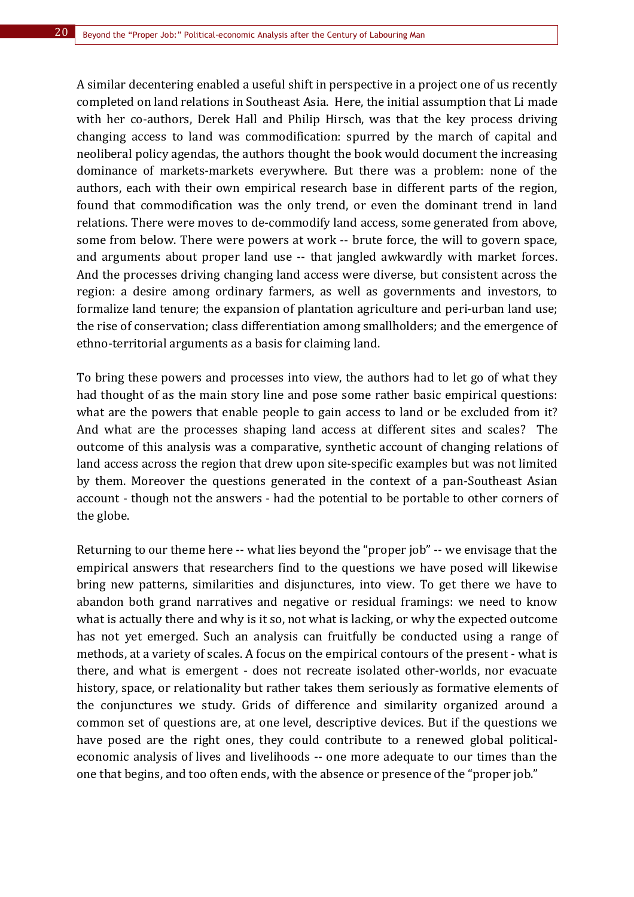A similar decentering enabled a useful shift in perspective in a project one of us recently completed on land relations in Southeast Asia. Here, the initial assumption that Li made with her co-authors, Derek Hall and Philip Hirsch, was that the key process driving changing access to land was commodification: spurred by the march of capital and neoliberal policy agendas, the authors thought the book would document the increasing dominance of markets-markets everywhere. But there was a problem: none of the authors, each with their own empirical research base in different parts of the region, found that commodification was the only trend, or even the dominant trend in land relations. There were moves to de-commodify land access, some generated from above, some from below. There were powers at work -- brute force, the will to govern space, and arguments about proper land use -- that jangled awkwardly with market forces. And the processes driving changing land access were diverse, but consistent across the region: a desire among ordinary farmers, as well as governments and investors, to formalize land tenure; the expansion of plantation agriculture and peri-urban land use; the rise of conservation; class differentiation among smallholders; and the emergence of ethno-territorial arguments as a basis for claiming land.

To bring these powers and processes into view, the authors had to let go of what they had thought of as the main story line and pose some rather basic empirical questions: what are the powers that enable people to gain access to land or be excluded from it? And what are the processes shaping land access at different sites and scales? The outcome of this analysis was a comparative, synthetic account of changing relations of land access across the region that drew upon site-specific examples but was not limited by them. Moreover the questions generated in the context of a pan-Southeast Asian account - though not the answers - had the potential to be portable to other corners of the globe.

Returning to our theme here -- what lies beyond the "proper job" -- we envisage that the empirical answers that researchers find to the questions we have posed will likewise bring new patterns, similarities and disjunctures, into view. To get there we have to abandon both grand narratives and negative or residual framings: we need to know what is actually there and why is it so, not what is lacking, or why the expected outcome has not yet emerged. Such an analysis can fruitfully be conducted using a range of methods, at a variety of scales. A focus on the empirical contours of the present - what is there, and what is emergent - does not recreate isolated other-worlds, nor evacuate history, space, or relationality but rather takes them seriously as formative elements of the conjunctures we study. Grids of difference and similarity organized around a common set of questions are, at one level, descriptive devices. But if the questions we have posed are the right ones, they could contribute to a renewed global political-economic analysis of lives and livelihoods -- one more adequate to our times than the one that begins, and too often ends, with the absence or presence of the "proper job."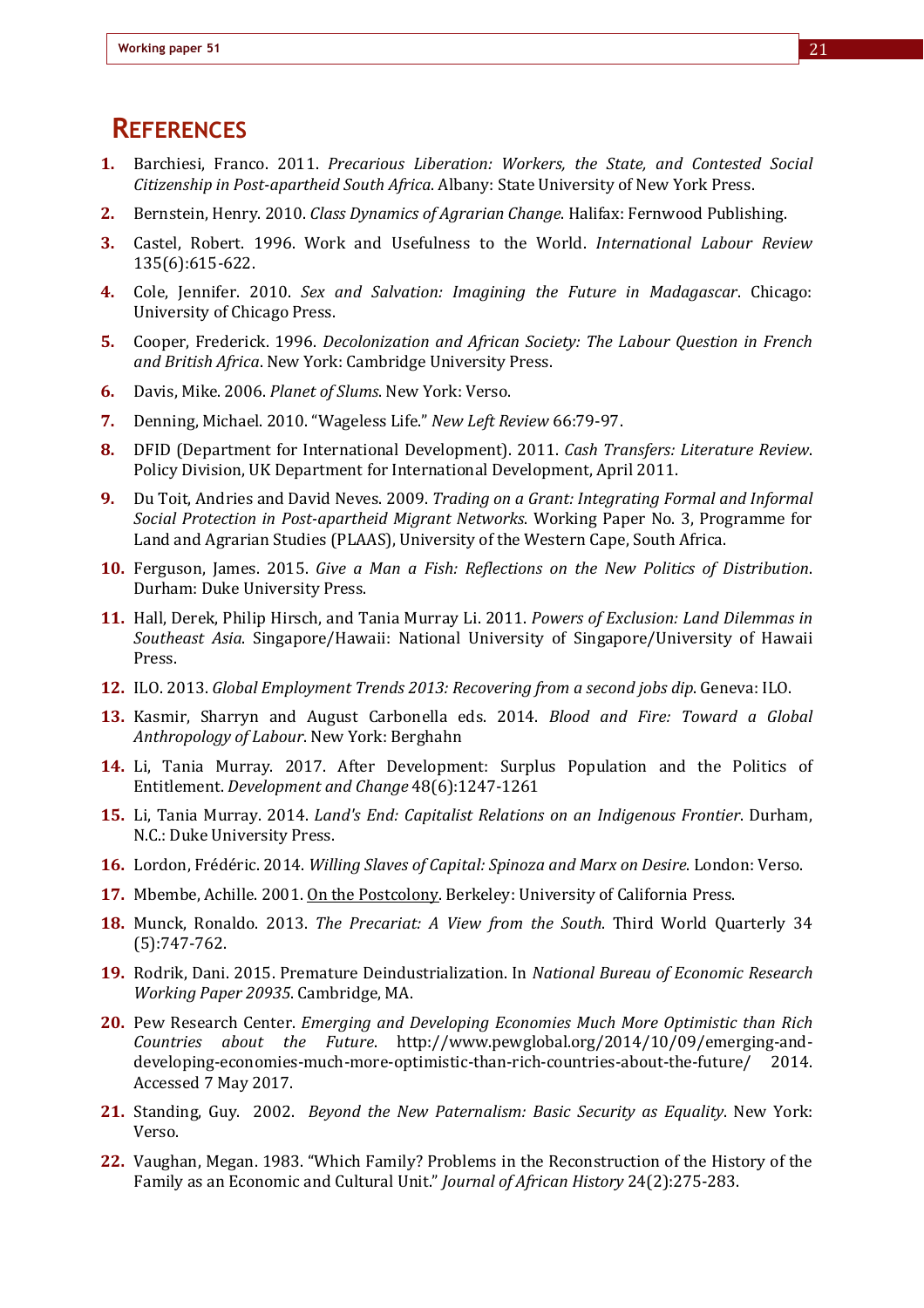# REFERENCES

1. Barchiesi, Franco. 2011. *Precarious Liberation: Workers, the State, and Contested Social Citizenship in Post-apartheid South Africa*. Albany: State University of New York Press.
2. Bernstein, Henry. 2010. *Class Dynamics of Agrarian Change*. Halifax: Fernwood Publishing.
3. Castel, Robert. 1996. Work and Usefulness to the World. *International Labour Review* 135(6):615-622.
4. Cole, Jennifer. 2010. *Sex and Salvation: Imagining the Future in Madagascar*. Chicago: University of Chicago Press.
5. Cooper, Frederick. 1996. *Decolonization and African Society: The Labour Question in French and British Africa*. New York: Cambridge University Press.
6. Davis, Mike. 2006. *Planet of Slums*. New York: Verso.
7. Denning, Michael. 2010. "Wageless Life." *New Left Review* 66:79-97.
8. DFID (Department for International Development). 2011. *Cash Transfers: Literature Review*. Policy Division, UK Department for International Development, April 2011.
9. Du Toit, Andries and David Neves. 2009. *Trading on a Grant: Integrating Formal and Informal Social Protection in Post-apartheid Migrant Networks*. Working Paper No. 3, Programme for Land and Agrarian Studies (PLAAS), University of the Western Cape, South Africa.
10. Ferguson, James. 2015. *Give a Man a Fish: Reflections on the New Politics of Distribution*. Durham: Duke University Press.
11. Hall, Derek, Philip Hirsch, and Tania Murray Li. 2011. *Powers of Exclusion: Land Dilemmas in Southeast Asia*. Singapore/Hawaii: National University of Singapore/University of Hawaii Press.
12. ILO. 2013. *Global Employment Trends 2013: Recovering from a second jobs dip*. Geneva: ILO.
13. Kasmir, Sharryn and August Carbonella eds. 2014. *Blood and Fire: Toward a Global Anthropology of Labour*. New York: Berghahn
14. Li, Tania Murray. 2017. After Development: Surplus Population and the Politics of Entitlement. *Development and Change* 48(6):1247-1261
15. Li, Tania Murray. 2014. *Land's End: Capitalist Relations on an Indigenous Frontier*. Durham, N.C.: Duke University Press.
16. Lordon, Frédéric. 2014. *Willing Slaves of Capital: Spinoza and Marx on Desire*. London: Verso.
17. Mbembe, Achille. 2001. On the Postcolony. Berkeley: University of California Press.
18. Munck, Ronaldo. 2013. *The Precariat: A View from the South*. Third World Quarterly 34 (5):747-762.
19. Rodrik, Dani. 2015. Premature Deindustrialization. In *National Bureau of Economic Research Working Paper 20935*. Cambridge, MA.
20. Pew Research Center. *Emerging and Developing Economies Much More Optimistic than Rich Countries about the Future*. http://www.pewglobal.org/2014/10/09/emerging-and-developing-economies-much-more-optimistic-than-rich-countries-about-the-future/ 2014. Accessed 7 May 2017.
21. Standing, Guy. 2002. *Beyond the New Paternalism: Basic Security as Equality*. New York: Verso.
22. Vaughan, Megan. 1983. "Which Family? Problems in the Reconstruction of the History of the Family as an Economic and Cultural Unit." *Journal of African History* 24(2):275-283.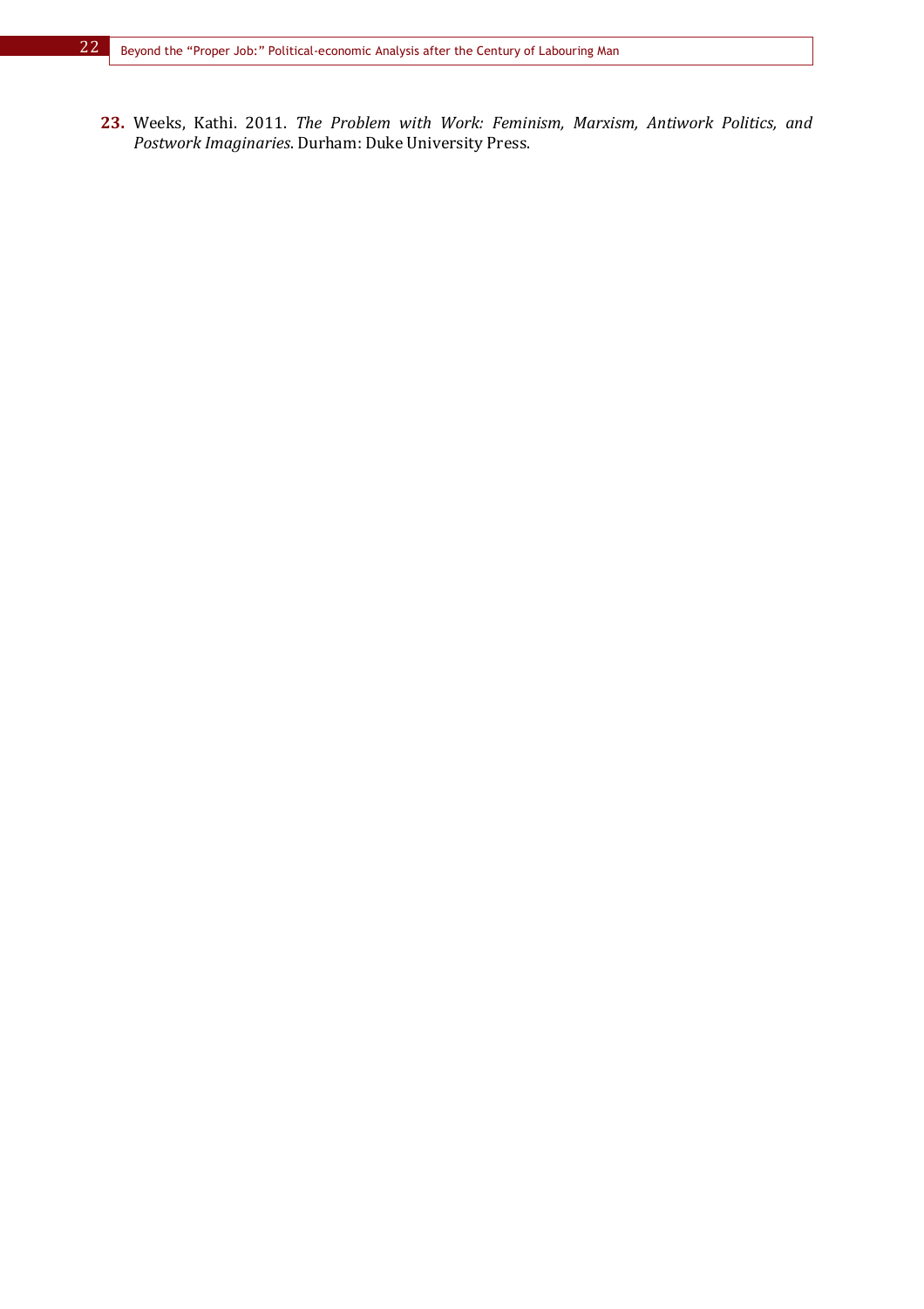**23.** Weeks, Kathi. 2011. *The Problem with Work: Feminism, Marxism, Antiwork Politics, and Postwork Imaginaries*. Durham: Duke University Press.